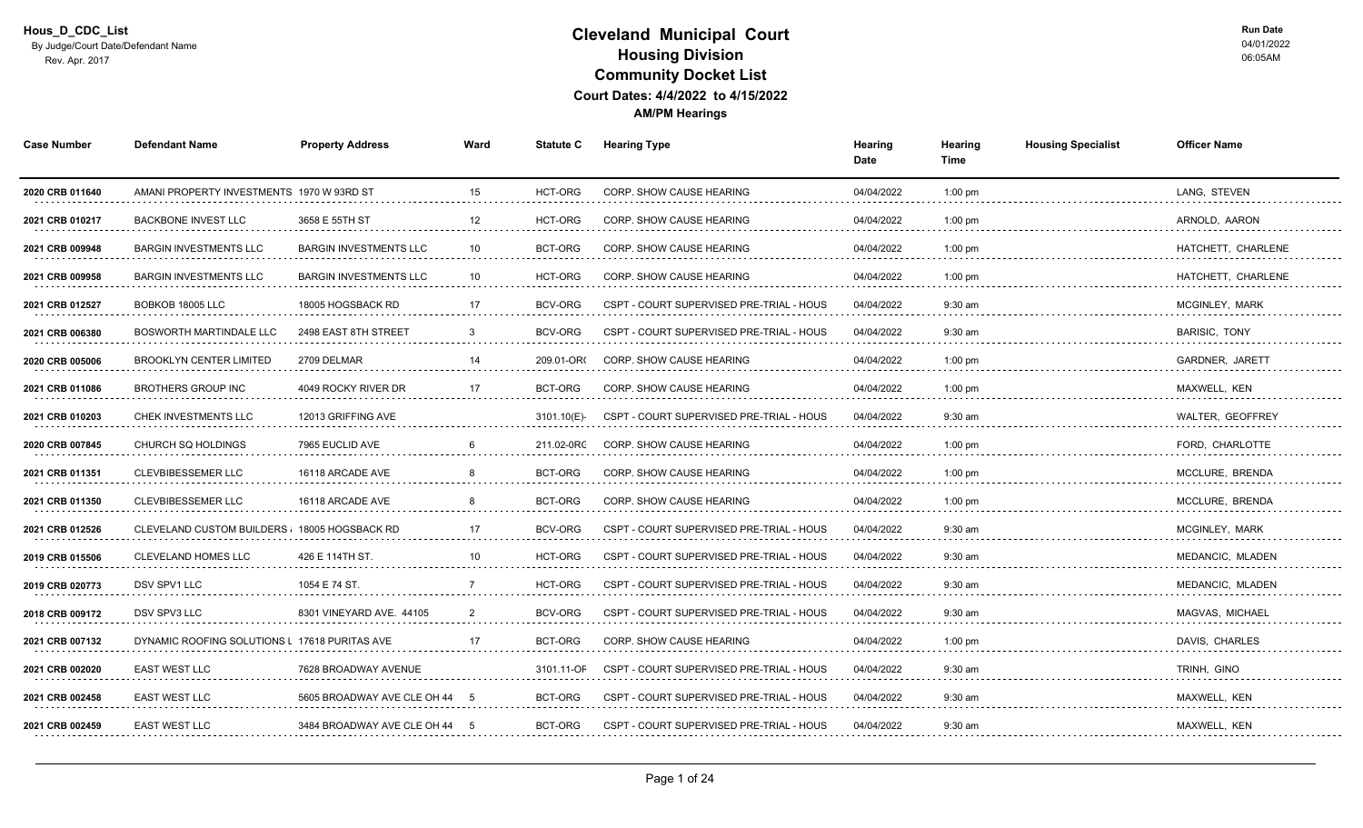Hous_D_CDC_List
By Judge/Court Date/Defendant Name
Rev. Apr. 2017

# Cleveland Municipal Court
## Housing Division
## Community Docket List
### Court Dates: 4/4/2022 to 4/15/2022
**AM/PM Hearings**

Run Date
04/01/2022
06:05AM

| Case Number | Defendant Name | Property Address | Ward | Statute C | Hearing Type | Hearing Date | Hearing Time | Housing Specialist | Officer Name |
|---|---|---|---|---|---|---|---|---|---|
| 2020 CRB 011640 | AMANI PROPERTY INVESTMENTS | 1970 W 93RD ST | 15 | HCT-ORG | CORP. SHOW CAUSE HEARING | 04/04/2022 | 1:00 pm | | LANG, STEVEN |
| 2021 CRB 010217 | BACKBONE INVEST LLC | 3658 E 55TH ST | 12 | HCT-ORG | CORP. SHOW CAUSE HEARING | 04/04/2022 | 1:00 pm | | ARNOLD, AARON |
| 2021 CRB 009948 | BARGIN INVESTMENTS LLC | BARGIN INVESTMENTS LLC | 10 | BCT-ORG | CORP. SHOW CAUSE HEARING | 04/04/2022 | 1:00 pm | | HATCHETT, CHARLENE |
| 2021 CRB 009958 | BARGIN INVESTMENTS LLC | BARGIN INVESTMENTS LLC | 10 | HCT-ORG | CORP. SHOW CAUSE HEARING | 04/04/2022 | 1:00 pm | | HATCHETT, CHARLENE |
| 2021 CRB 012527 | BOBKOB 18005 LLC | 18005 HOGSBACK RD | 17 | BCV-ORG | CSPT - COURT SUPERVISED PRE-TRIAL - HOUS | 04/04/2022 | 9:30 am | | MCGINLEY, MARK |
| 2021 CRB 006380 | BOSWORTH MARTINDALE LLC | 2498 EAST 8TH STREET | 3 | BCV-ORG | CSPT - COURT SUPERVISED PRE-TRIAL - HOUS | 04/04/2022 | 9:30 am | | BARISIC, TONY |
| 2020 CRB 005006 | BROOKLYN CENTER LIMITED | 2709 DELMAR | 14 | 209.01-OR( | CORP. SHOW CAUSE HEARING | 04/04/2022 | 1:00 pm | | GARDNER, JARETT |
| 2021 CRB 011086 | BROTHERS GROUP INC | 4049 ROCKY RIVER DR | 17 | BCT-ORG | CORP. SHOW CAUSE HEARING | 04/04/2022 | 1:00 pm | | MAXWELL, KEN |
| 2021 CRB 010203 | CHEK INVESTMENTS LLC | 12013 GRIFFING AVE | | 3101.10(E)- | CSPT - COURT SUPERVISED PRE-TRIAL - HOUS | 04/04/2022 | 9:30 am | | WALTER, GEOFFREY |
| 2020 CRB 007845 | CHURCH SQ HOLDINGS | 7965 EUCLID AVE | 6 | 211.02-ORC | CORP. SHOW CAUSE HEARING | 04/04/2022 | 1:00 pm | | FORD, CHARLOTTE |
| 2021 CRB 011351 | CLEVBIBESSEMER LLC | 16118 ARCADE AVE | 8 | BCT-ORG | CORP. SHOW CAUSE HEARING | 04/04/2022 | 1:00 pm | | MCCLURE, BRENDA |
| 2021 CRB 011350 | CLEVBIBESSEMER LLC | 16118 ARCADE AVE | 8 | BCT-ORG | CORP. SHOW CAUSE HEARING | 04/04/2022 | 1:00 pm | | MCCLURE, BRENDA |
| 2021 CRB 012526 | CLEVELAND CUSTOM BUILDERS | 18005 HOGSBACK RD | 17 | BCV-ORG | CSPT - COURT SUPERVISED PRE-TRIAL - HOUS | 04/04/2022 | 9:30 am | | MCGINLEY, MARK |
| 2019 CRB 015506 | CLEVELAND HOMES LLC | 426 E 114TH ST. | 10 | HCT-ORG | CSPT - COURT SUPERVISED PRE-TRIAL - HOUS | 04/04/2022 | 9:30 am | | MEDANCIC, MLADEN |
| 2019 CRB 020773 | DSV SPV1 LLC | 1054 E 74 ST. | 7 | HCT-ORG | CSPT - COURT SUPERVISED PRE-TRIAL - HOUS | 04/04/2022 | 9:30 am | | MEDANCIC, MLADEN |
| 2018 CRB 009172 | DSV SPV3 LLC | 8301 VINEYARD AVE. 44105 | 2 | BCV-ORG | CSPT - COURT SUPERVISED PRE-TRIAL - HOUS | 04/04/2022 | 9:30 am | | MAGVAS, MICHAEL |
| 2021 CRB 007132 | DYNAMIC ROOFING SOLUTIONS L | 17618 PURITAS AVE | 17 | BCT-ORG | CORP. SHOW CAUSE HEARING | 04/04/2022 | 1:00 pm | | DAVIS, CHARLES |
| 2021 CRB 002020 | EAST WEST LLC | 7628 BROADWAY AVENUE | | 3101.11-OF | CSPT - COURT SUPERVISED PRE-TRIAL - HOUS | 04/04/2022 | 9:30 am | | TRINH, GINO |
| 2021 CRB 002458 | EAST WEST LLC | 5605 BROADWAY AVE CLE OH 44 | 5 | BCT-ORG | CSPT - COURT SUPERVISED PRE-TRIAL - HOUS | 04/04/2022 | 9:30 am | | MAXWELL, KEN |
| 2021 CRB 002459 | EAST WEST LLC | 3484 BROADWAY AVE CLE OH 44 | 5 | BCT-ORG | CSPT - COURT SUPERVISED PRE-TRIAL - HOUS | 04/04/2022 | 9:30 am | | MAXWELL, KEN |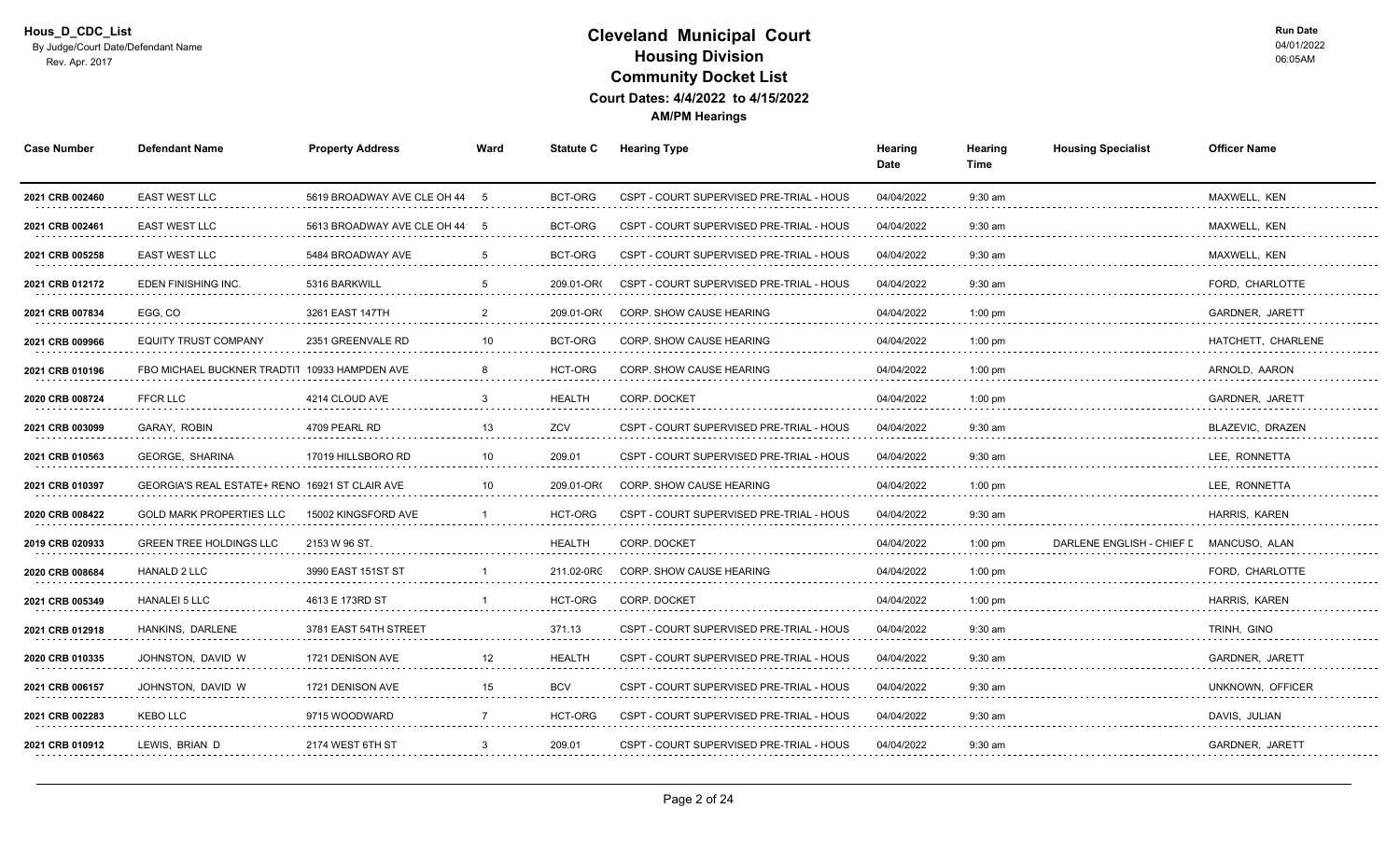Hous_D_CDC_List
By Judge/Court Date/Defendant Name
Rev. Apr. 2017

# Cleveland Municipal Court
## Housing Division
## Community Docket List
### Court Dates: 4/4/2022 to 4/15/2022
### AM/PM Hearings

Run Date
04/01/2022
06:05AM

| Case Number | Defendant Name | Property Address | Ward | Statute C | Hearing Type | Hearing Date | Hearing Time | Housing Specialist | Officer Name |
|---|---|---|---|---|---|---|---|---|---|
| 2021 CRB 002460 | EAST WEST LLC | 5619 BROADWAY AVE CLE OH 44 | 5 | BCT-ORG | CSPT - COURT SUPERVISED PRE-TRIAL - HOUS | 04/04/2022 | 9:30 am | | MAXWELL, KEN |
| 2021 CRB 002461 | EAST WEST LLC | 5613 BROADWAY AVE CLE OH 44 | 5 | BCT-ORG | CSPT - COURT SUPERVISED PRE-TRIAL - HOUS | 04/04/2022 | 9:30 am | | MAXWELL, KEN |
| 2021 CRB 005258 | EAST WEST LLC | 5484 BROADWAY AVE | 5 | BCT-ORG | CSPT - COURT SUPERVISED PRE-TRIAL - HOUS | 04/04/2022 | 9:30 am | | MAXWELL, KEN |
| 2021 CRB 012172 | EDEN FINISHING INC. | 5316 BARKWILL | 5 | 209.01-OR( | CSPT - COURT SUPERVISED PRE-TRIAL - HOUS | 04/04/2022 | 9:30 am | | FORD, CHARLOTTE |
| 2021 CRB 007834 | EGG, CO | 3261 EAST 147TH | 2 | 209.01-OR( | CORP. SHOW CAUSE HEARING | 04/04/2022 | 1:00 pm | | GARDNER, JARETT |
| 2021 CRB 009966 | EQUITY TRUST COMPANY | 2351 GREENVALE RD | 10 | BCT-ORG | CORP. SHOW CAUSE HEARING | 04/04/2022 | 1:00 pm | | HATCHETT, CHARLENE |
| 2021 CRB 010196 | FBO MICHAEL BUCKNER TRADTIT | 10933 HAMPDEN AVE | 8 | HCT-ORG | CORP. SHOW CAUSE HEARING | 04/04/2022 | 1:00 pm | | ARNOLD, AARON |
| 2020 CRB 008724 | FFCR LLC | 4214 CLOUD AVE | 3 | HEALTH | CORP. DOCKET | 04/04/2022 | 1:00 pm | | GARDNER, JARETT |
| 2021 CRB 003099 | GARAY, ROBIN | 4709 PEARL RD | 13 | ZCV | CSPT - COURT SUPERVISED PRE-TRIAL - HOUS | 04/04/2022 | 9:30 am | | BLAZEVIC, DRAZEN |
| 2021 CRB 010563 | GEORGE, SHARINA | 17019 HILLSBORO RD | 10 | 209.01 | CSPT - COURT SUPERVISED PRE-TRIAL - HOUS | 04/04/2022 | 9:30 am | | LEE, RONNETTA |
| 2021 CRB 010397 | GEORGIA'S REAL ESTATE+ RENO | 16921 ST CLAIR AVE | 10 | 209.01-OR( | CORP. SHOW CAUSE HEARING | 04/04/2022 | 1:00 pm | | LEE, RONNETTA |
| 2020 CRB 008422 | GOLD MARK PROPERTIES LLC | 15002 KINGSFORD AVE | 1 | HCT-ORG | CSPT - COURT SUPERVISED PRE-TRIAL - HOUS | 04/04/2022 | 9:30 am | | HARRIS, KAREN |
| 2019 CRB 020933 | GREEN TREE HOLDINGS LLC | 2153 W 96 ST. | | HEALTH | CORP. DOCKET | 04/04/2022 | 1:00 pm | DARLENE ENGLISH - CHIEF C | MANCUSO, ALAN |
| 2020 CRB 008684 | HANALD 2 LLC | 3990 EAST 151ST ST | 1 | 211.02-ORC | CORP. SHOW CAUSE HEARING | 04/04/2022 | 1:00 pm | | FORD, CHARLOTTE |
| 2021 CRB 005349 | HANALEI 5 LLC | 4613 E 173RD ST | 1 | HCT-ORG | CORP. DOCKET | 04/04/2022 | 1:00 pm | | HARRIS, KAREN |
| 2021 CRB 012918 | HANKINS, DARLENE | 3781 EAST 54TH STREET | | 371.13 | CSPT - COURT SUPERVISED PRE-TRIAL - HOUS | 04/04/2022 | 9:30 am | | TRINH, GINO |
| 2020 CRB 010335 | JOHNSTON, DAVID W | 1721 DENISON AVE | 12 | HEALTH | CSPT - COURT SUPERVISED PRE-TRIAL - HOUS | 04/04/2022 | 9:30 am | | GARDNER, JARETT |
| 2021 CRB 006157 | JOHNSTON, DAVID W | 1721 DENISON AVE | 15 | BCV | CSPT - COURT SUPERVISED PRE-TRIAL - HOUS | 04/04/2022 | 9:30 am | | UNKNOWN, OFFICER |
| 2021 CRB 002283 | KEBO LLC | 9715 WOODWARD | 7 | HCT-ORG | CSPT - COURT SUPERVISED PRE-TRIAL - HOUS | 04/04/2022 | 9:30 am | | DAVIS, JULIAN |
| 2021 CRB 010912 | LEWIS, BRIAN D | 2174 WEST 6TH ST | 3 | 209.01 | CSPT - COURT SUPERVISED PRE-TRIAL - HOUS | 04/04/2022 | 9:30 am | | GARDNER, JARETT |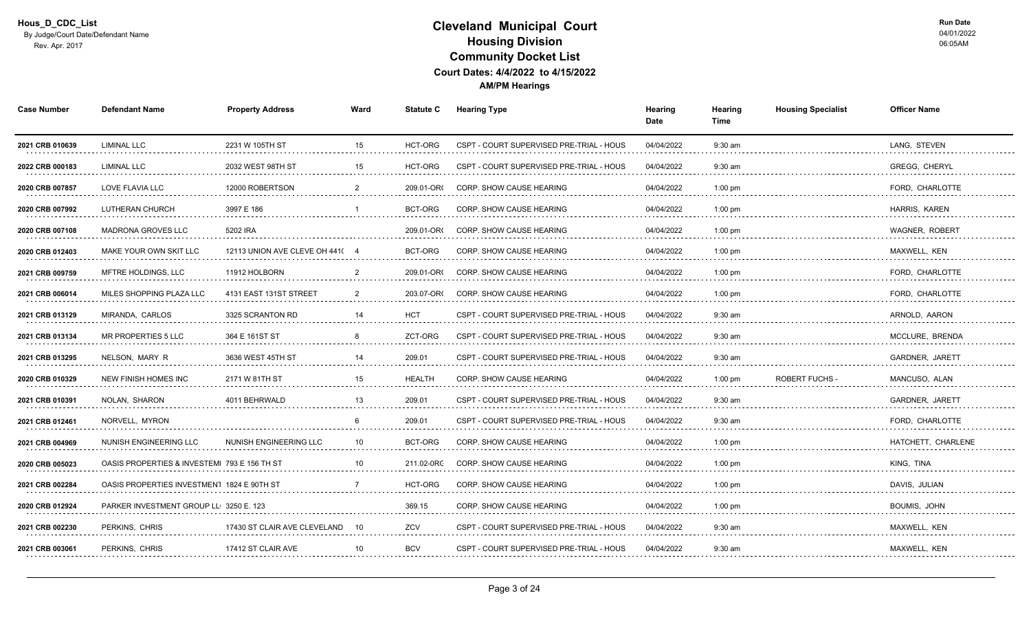Hous_D_CDC_List
By Judge/Court Date/Defendant Name
Rev. Apr. 2017

# Cleveland Municipal Court
## Housing Division
## Community Docket List
### Court Dates: 4/4/2022 to 4/15/2022
### AM/PM Hearings

Run Date
04/01/2022
06:05AM

| Case Number | Defendant Name | Property Address | Ward | Statute C | Hearing Type | Hearing Date | Hearing Time | Housing Specialist | Officer Name |
|---|---|---|---|---|---|---|---|---|---|
| 2021 CRB 010639 | LIMINAL LLC | 2231 W 105TH ST | 15 | HCT-ORG | CSPT - COURT SUPERVISED PRE-TRIAL - HOUS | 04/04/2022 | 9:30 am | | LANG, STEVEN |
| 2022 CRB 000183 | LIMINAL LLC | 2032 WEST 98TH ST | 15 | HCT-ORG | CSPT - COURT SUPERVISED PRE-TRIAL - HOUS | 04/04/2022 | 9:30 am | | GREGG, CHERYL |
| 2020 CRB 007857 | LOVE FLAVIA LLC | 12000 ROBERTSON | 2 | 209.01-OR( | CORP. SHOW CAUSE HEARING | 04/04/2022 | 1:00 pm | | FORD, CHARLOTTE |
| 2020 CRB 007992 | LUTHERAN CHURCH | 3997 E 186 | 1 | BCT-ORG | CORP. SHOW CAUSE HEARING | 04/04/2022 | 1:00 pm | | HARRIS, KAREN |
| 2020 CRB 007108 | MADRONA GROVES LLC | 5202 IRA | | 209.01-OR( | CORP. SHOW CAUSE HEARING | 04/04/2022 | 1:00 pm | | WAGNER, ROBERT |
| 2020 CRB 012403 | MAKE YOUR OWN SKIT LLC | 12113 UNION AVE CLEVE OH 441( | 4 | BCT-ORG | CORP. SHOW CAUSE HEARING | 04/04/2022 | 1:00 pm | | MAXWELL, KEN |
| 2021 CRB 009759 | MFTRE HOLDINGS, LLC | 11912 HOLBORN | 2 | 209.01-OR( | CORP. SHOW CAUSE HEARING | 04/04/2022 | 1:00 pm | | FORD, CHARLOTTE |
| 2021 CRB 006014 | MILES SHOPPING PLAZA LLC | 4131 EAST 131ST STREET | 2 | 203.07-OR( | CORP. SHOW CAUSE HEARING | 04/04/2022 | 1:00 pm | | FORD, CHARLOTTE |
| 2021 CRB 013129 | MIRANDA, CARLOS | 3325 SCRANTON RD | 14 | HCT | CSPT - COURT SUPERVISED PRE-TRIAL - HOUS | 04/04/2022 | 9:30 am | | ARNOLD, AARON |
| 2021 CRB 013134 | MR PROPERTIES 5 LLC | 364 E 161ST ST | 8 | ZCT-ORG | CSPT - COURT SUPERVISED PRE-TRIAL - HOUS | 04/04/2022 | 9:30 am | | MCCLURE, BRENDA |
| 2021 CRB 013295 | NELSON, MARY R | 3636 WEST 45TH ST | 14 | 209.01 | CSPT - COURT SUPERVISED PRE-TRIAL - HOUS | 04/04/2022 | 9:30 am | | GARDNER, JARETT |
| 2020 CRB 010329 | NEW FINISH HOMES INC | 2171 W 81TH ST | 15 | HEALTH | CORP. SHOW CAUSE HEARING | 04/04/2022 | 1:00 pm | ROBERT FUCHS - | MANCUSO, ALAN |
| 2021 CRB 010391 | NOLAN, SHARON | 4011 BEHRWALD | 13 | 209.01 | CSPT - COURT SUPERVISED PRE-TRIAL - HOUS | 04/04/2022 | 9:30 am | | GARDNER, JARETT |
| 2021 CRB 012461 | NORVELL, MYRON | | 6 | 209.01 | CSPT - COURT SUPERVISED PRE-TRIAL - HOUS | 04/04/2022 | 9:30 am | | FORD, CHARLOTTE |
| 2021 CRB 004969 | NUNISH ENGINEERING LLC | NUNISH ENGINEERING LLC | 10 | BCT-ORG | CORP. SHOW CAUSE HEARING | 04/04/2022 | 1:00 pm | | HATCHETT, CHARLENE |
| 2020 CRB 005023 | OASIS PROPERTIES & INVESTEMI | 793 E 156 TH ST | 10 | 211.02-ORC | CORP. SHOW CAUSE HEARING | 04/04/2022 | 1:00 pm | | KING, TINA |
| 2021 CRB 002284 | OASIS PROPERTIES INVESTMENT | 1824 E 90TH ST | 7 | HCT-ORG | CORP. SHOW CAUSE HEARING | 04/04/2022 | 1:00 pm | | DAVIS, JULIAN |
| 2020 CRB 012924 | PARKER INVESTMENT GROUP LL | 3250 E. 123 | | 369.15 | CORP. SHOW CAUSE HEARING | 04/04/2022 | 1:00 pm | | BOUMIS, JOHN |
| 2021 CRB 002230 | PERKINS, CHRIS | 17430 ST CLAIR AVE CLEVELAND | 10 | ZCV | CSPT - COURT SUPERVISED PRE-TRIAL - HOUS | 04/04/2022 | 9:30 am | | MAXWELL, KEN |
| 2021 CRB 003061 | PERKINS, CHRIS | 17412 ST CLAIR AVE | 10 | BCV | CSPT - COURT SUPERVISED PRE-TRIAL - HOUS | 04/04/2022 | 9:30 am | | MAXWELL, KEN |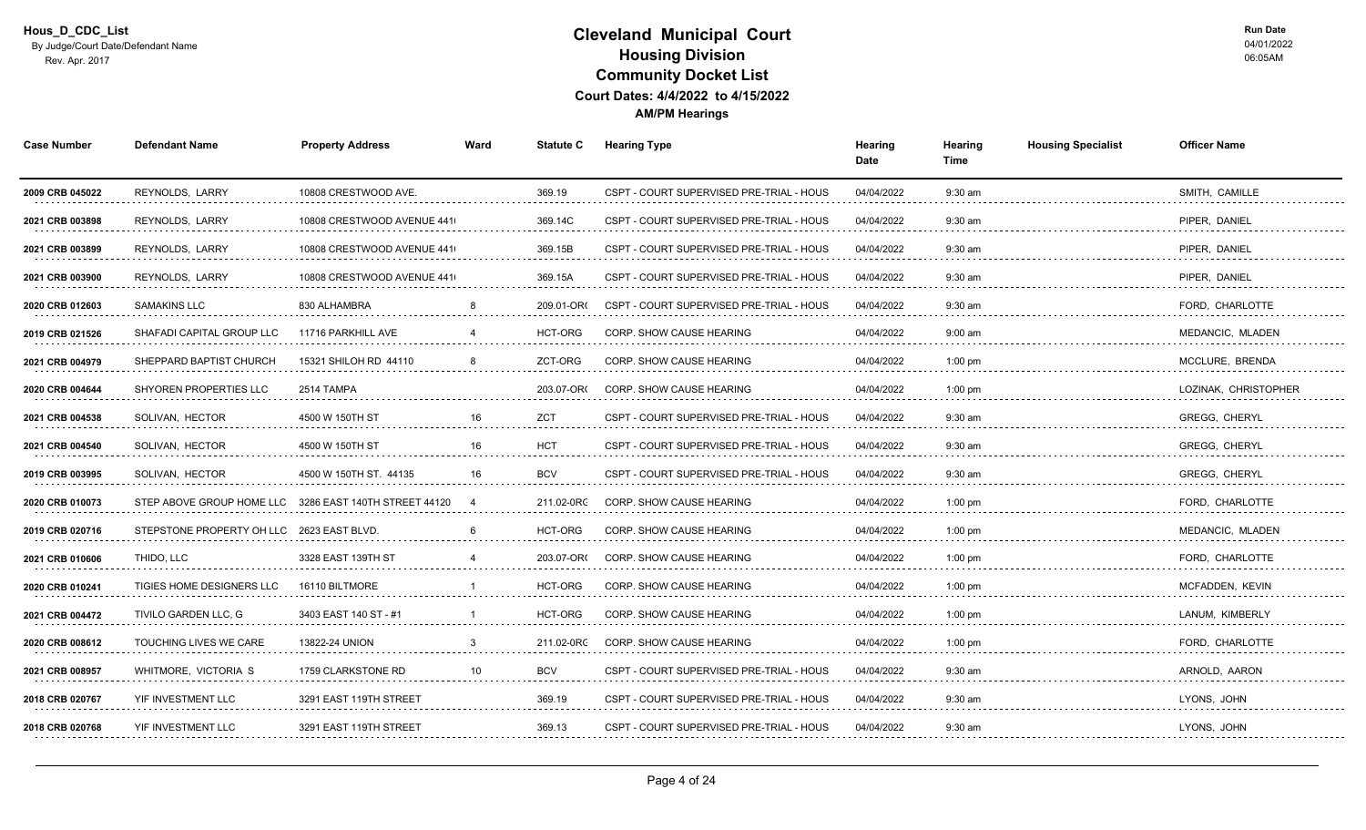Hous_D_CDC_List
By Judge/Court Date/Defendant Name
Rev. Apr. 2017

# Cleveland Municipal Court
## Housing Division
## Community Docket List
### Court Dates: 4/4/2022 to 4/15/2022
**AM/PM Hearings**

Run Date
04/01/2022
06:05AM

| Case Number | Defendant Name | Property Address | Ward | Statute C | Hearing Type | Hearing Date | Hearing Time | Housing Specialist | Officer Name |
|---|---|---|---|---|---|---|---|---|---|
| 2009 CRB 045022 | REYNOLDS, LARRY | 10808 CRESTWOOD AVE. | | 369.19 | CSPT - COURT SUPERVISED PRE-TRIAL - HOUS | 04/04/2022 | 9:30 am | | SMITH, CAMILLE |
| 2021 CRB 003898 | REYNOLDS, LARRY | 10808 CRESTWOOD AVENUE 441 | | 369.14C | CSPT - COURT SUPERVISED PRE-TRIAL - HOUS | 04/04/2022 | 9:30 am | | PIPER, DANIEL |
| 2021 CRB 003899 | REYNOLDS, LARRY | 10808 CRESTWOOD AVENUE 441 | | 369.15B | CSPT - COURT SUPERVISED PRE-TRIAL - HOUS | 04/04/2022 | 9:30 am | | PIPER, DANIEL |
| 2021 CRB 003900 | REYNOLDS, LARRY | 10808 CRESTWOOD AVENUE 441 | | 369.15A | CSPT - COURT SUPERVISED PRE-TRIAL - HOUS | 04/04/2022 | 9:30 am | | PIPER, DANIEL |
| 2020 CRB 012603 | SAMAKINS LLC | 830 ALHAMBRA | 8 | 209.01-OR | CSPT - COURT SUPERVISED PRE-TRIAL - HOUS | 04/04/2022 | 9:30 am | | FORD, CHARLOTTE |
| 2019 CRB 021526 | SHAFADI CAPITAL GROUP LLC | 11716 PARKHILL AVE | 4 | HCT-ORG | CORP. SHOW CAUSE HEARING | 04/04/2022 | 9:00 am | | MEDANCIC, MLADEN |
| 2021 CRB 004979 | SHEPPARD BAPTIST CHURCH | 15321 SHILOH RD 44110 | 8 | ZCT-ORG | CORP. SHOW CAUSE HEARING | 04/04/2022 | 1:00 pm | | MCCLURE, BRENDA |
| 2020 CRB 004644 | SHYOREN PROPERTIES LLC | 2514 TAMPA | | 203.07-OR | CORP. SHOW CAUSE HEARING | 04/04/2022 | 1:00 pm | | LOZINAK, CHRISTOPHER |
| 2021 CRB 004538 | SOLIVAN, HECTOR | 4500 W 150TH ST | 16 | ZCT | CSPT - COURT SUPERVISED PRE-TRIAL - HOUS | 04/04/2022 | 9:30 am | | GREGG, CHERYL |
| 2021 CRB 004540 | SOLIVAN, HECTOR | 4500 W 150TH ST | 16 | HCT | CSPT - COURT SUPERVISED PRE-TRIAL - HOUS | 04/04/2022 | 9:30 am | | GREGG, CHERYL |
| 2019 CRB 003995 | SOLIVAN, HECTOR | 4500 W 150TH ST. 44135 | 16 | BCV | CSPT - COURT SUPERVISED PRE-TRIAL - HOUS | 04/04/2022 | 9:30 am | | GREGG, CHERYL |
| 2020 CRB 010073 | STEP ABOVE GROUP HOME LLC | 3286 EAST 140TH STREET 44120 | 4 | 211.02-OR | CORP. SHOW CAUSE HEARING | 04/04/2022 | 1:00 pm | | FORD, CHARLOTTE |
| 2019 CRB 020716 | STEPSTONE PROPERTY OH LLC | 2623 EAST BLVD. | 6 | HCT-ORG | CORP. SHOW CAUSE HEARING | 04/04/2022 | 1:00 pm | | MEDANCIC, MLADEN |
| 2021 CRB 010606 | THIDO, LLC | 3328 EAST 139TH ST | 4 | 203.07-OR | CORP. SHOW CAUSE HEARING | 04/04/2022 | 1:00 pm | | FORD, CHARLOTTE |
| 2020 CRB 010241 | TIGIES HOME DESIGNERS LLC | 16110 BILTMORE | 1 | HCT-ORG | CORP. SHOW CAUSE HEARING | 04/04/2022 | 1:00 pm | | MCFADDEN, KEVIN |
| 2021 CRB 004472 | TIVILO GARDEN LLC, G | 3403 EAST 140 ST - #1 | 1 | HCT-ORG | CORP. SHOW CAUSE HEARING | 04/04/2022 | 1:00 pm | | LANUM, KIMBERLY |
| 2020 CRB 008612 | TOUCHING LIVES WE CARE | 13822-24 UNION | 3 | 211.02-OR | CORP. SHOW CAUSE HEARING | 04/04/2022 | 1:00 pm | | FORD, CHARLOTTE |
| 2021 CRB 008957 | WHITMORE, VICTORIA S | 1759 CLARKSTONE RD | 10 | BCV | CSPT - COURT SUPERVISED PRE-TRIAL - HOUS | 04/04/2022 | 9:30 am | | ARNOLD, AARON |
| 2018 CRB 020767 | YIF INVESTMENT LLC | 3291 EAST 119TH STREET | | 369.19 | CSPT - COURT SUPERVISED PRE-TRIAL - HOUS | 04/04/2022 | 9:30 am | | LYONS, JOHN |
| 2018 CRB 020768 | YIF INVESTMENT LLC | 3291 EAST 119TH STREET | | 369.13 | CSPT - COURT SUPERVISED PRE-TRIAL - HOUS | 04/04/2022 | 9:30 am | | LYONS, JOHN |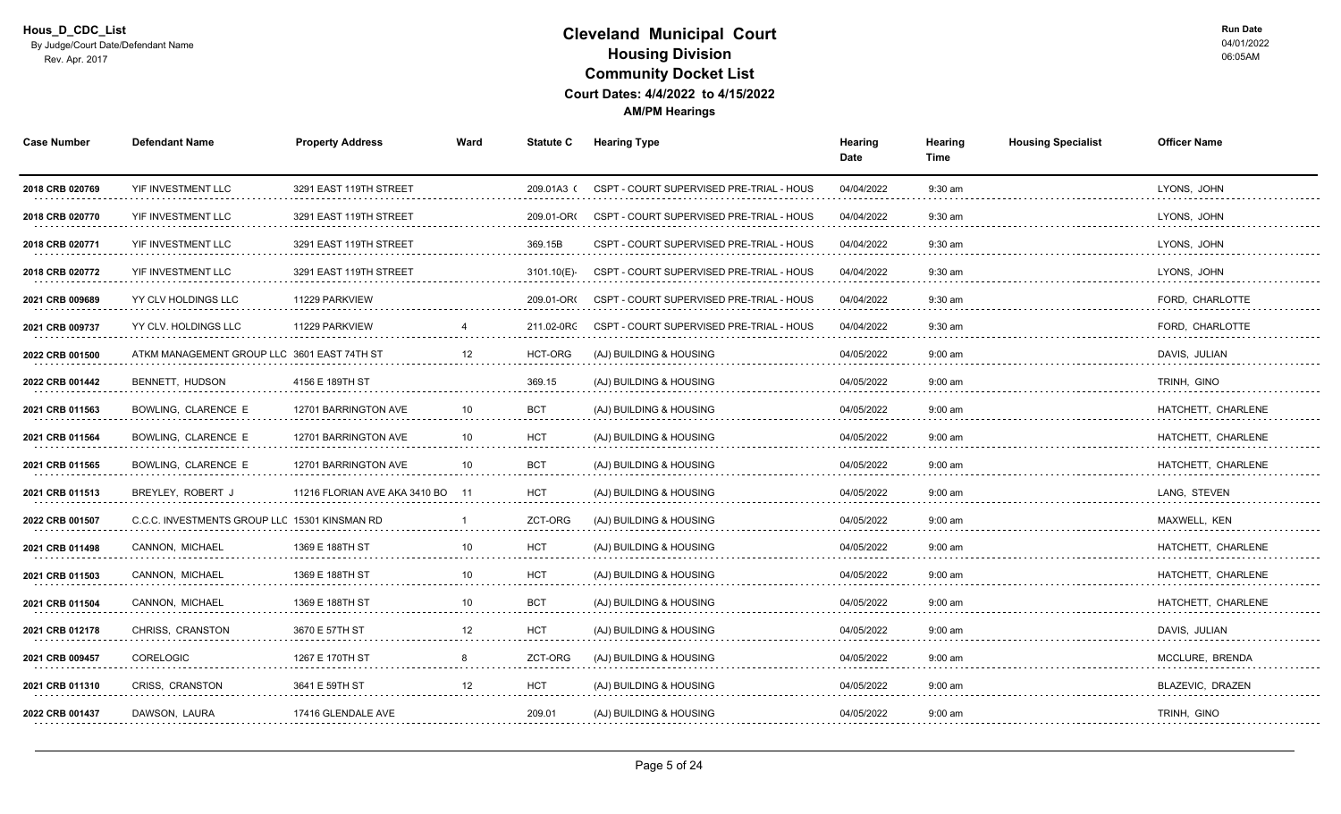Hous_D_CDC_List
By Judge/Court Date/Defendant Name
Rev. Apr. 2017

# Cleveland Municipal Court
## Housing Division
## Community Docket List
### Court Dates: 4/4/2022 to 4/15/2022
### AM/PM Hearings

Run Date
04/01/2022
06:05AM

| Case Number | Defendant Name | Property Address | Ward | Statute C | Hearing Type | Hearing Date | Hearing Time | Housing Specialist | Officer Name |
|---|---|---|---|---|---|---|---|---|---|
| 2018 CRB 020769 | YIF INVESTMENT LLC | 3291 EAST 119TH STREET | | 209.01A3 ( | CSPT - COURT SUPERVISED PRE-TRIAL - HOUS | 04/04/2022 | 9:30 am | | LYONS, JOHN |
| 2018 CRB 020770 | YIF INVESTMENT LLC | 3291 EAST 119TH STREET | | 209.01-OR( | CSPT - COURT SUPERVISED PRE-TRIAL - HOUS | 04/04/2022 | 9:30 am | | LYONS, JOHN |
| 2018 CRB 020771 | YIF INVESTMENT LLC | 3291 EAST 119TH STREET | | 369.15B | CSPT - COURT SUPERVISED PRE-TRIAL - HOUS | 04/04/2022 | 9:30 am | | LYONS, JOHN |
| 2018 CRB 020772 | YIF INVESTMENT LLC | 3291 EAST 119TH STREET | | 3101.10(E)- | CSPT - COURT SUPERVISED PRE-TRIAL - HOUS | 04/04/2022 | 9:30 am | | LYONS, JOHN |
| 2021 CRB 009689 | YY CLV HOLDINGS LLC | 11229 PARKVIEW | | 209.01-OR( | CSPT - COURT SUPERVISED PRE-TRIAL - HOUS | 04/04/2022 | 9:30 am | | FORD, CHARLOTTE |
| 2021 CRB 009737 | YY CLV. HOLDINGS LLC | 11229 PARKVIEW | 4 | 211.02-0RC | CSPT - COURT SUPERVISED PRE-TRIAL - HOUS | 04/04/2022 | 9:30 am | | FORD, CHARLOTTE |
| 2022 CRB 001500 | ATKM MANAGEMENT GROUP LLC | 3601 EAST 74TH ST | 12 | HCT-ORG | (AJ) BUILDING & HOUSING | 04/05/2022 | 9:00 am | | DAVIS, JULIAN |
| 2022 CRB 001442 | BENNETT, HUDSON | 4156 E 189TH ST | | 369.15 | (AJ) BUILDING & HOUSING | 04/05/2022 | 9:00 am | | TRINH, GINO |
| 2021 CRB 011563 | BOWLING, CLARENCE E | 12701 BARRINGTON AVE | 10 | BCT | (AJ) BUILDING & HOUSING | 04/05/2022 | 9:00 am | | HATCHETT, CHARLENE |
| 2021 CRB 011564 | BOWLING, CLARENCE E | 12701 BARRINGTON AVE | 10 | HCT | (AJ) BUILDING & HOUSING | 04/05/2022 | 9:00 am | | HATCHETT, CHARLENE |
| 2021 CRB 011565 | BOWLING, CLARENCE E | 12701 BARRINGTON AVE | 10 | BCT | (AJ) BUILDING & HOUSING | 04/05/2022 | 9:00 am | | HATCHETT, CHARLENE |
| 2021 CRB 011513 | BREYLEY, ROBERT J | 11216 FLORIAN AVE AKA 3410 BO | 11 | HCT | (AJ) BUILDING & HOUSING | 04/05/2022 | 9:00 am | | LANG, STEVEN |
| 2022 CRB 001507 | C.C.C. INVESTMENTS GROUP LLC | 15301 KINSMAN RD | 1 | ZCT-ORG | (AJ) BUILDING & HOUSING | 04/05/2022 | 9:00 am | | MAXWELL, KEN |
| 2021 CRB 011498 | CANNON, MICHAEL | 1369 E 188TH ST | 10 | HCT | (AJ) BUILDING & HOUSING | 04/05/2022 | 9:00 am | | HATCHETT, CHARLENE |
| 2021 CRB 011503 | CANNON, MICHAEL | 1369 E 188TH ST | 10 | HCT | (AJ) BUILDING & HOUSING | 04/05/2022 | 9:00 am | | HATCHETT, CHARLENE |
| 2021 CRB 011504 | CANNON, MICHAEL | 1369 E 188TH ST | 10 | BCT | (AJ) BUILDING & HOUSING | 04/05/2022 | 9:00 am | | HATCHETT, CHARLENE |
| 2021 CRB 012178 | CHRISS, CRANSTON | 3670 E 57TH ST | 12 | HCT | (AJ) BUILDING & HOUSING | 04/05/2022 | 9:00 am | | DAVIS, JULIAN |
| 2021 CRB 009457 | CORELOGIC | 1267 E 170TH ST | 8 | ZCT-ORG | (AJ) BUILDING & HOUSING | 04/05/2022 | 9:00 am | | MCCLURE, BRENDA |
| 2021 CRB 011310 | CRISS, CRANSTON | 3641 E 59TH ST | 12 | HCT | (AJ) BUILDING & HOUSING | 04/05/2022 | 9:00 am | | BLAZEVIC, DRAZEN |
| 2022 CRB 001437 | DAWSON, LAURA | 17416 GLENDALE AVE | | 209.01 | (AJ) BUILDING & HOUSING | 04/05/2022 | 9:00 am | | TRINH, GINO |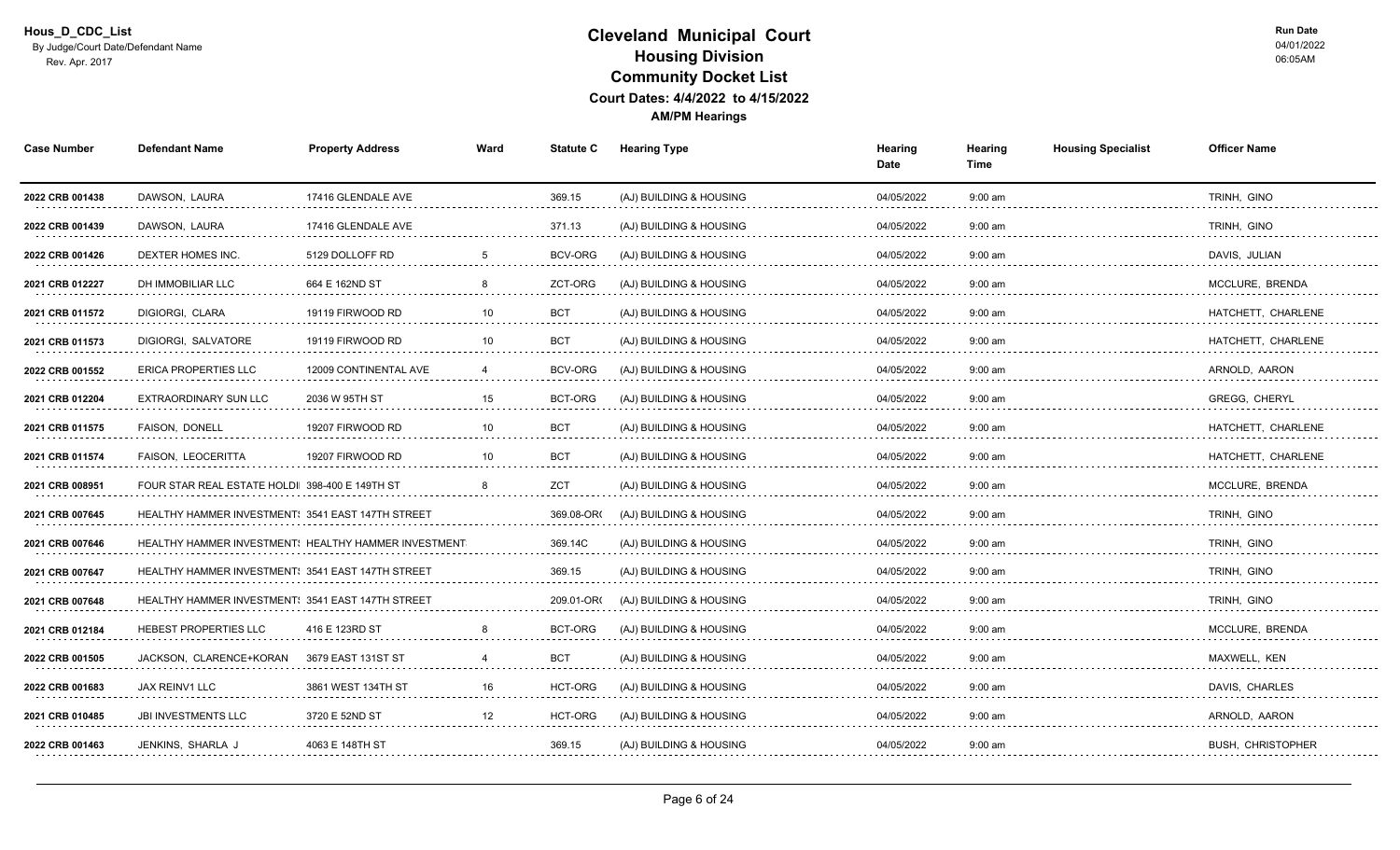Hous_D_CDC_List
By Judge/Court Date/Defendant Name
Rev. Apr. 2017

# Cleveland Municipal Court
## Housing Division
## Community Docket List
### Court Dates: 4/4/2022 to 4/15/2022
### AM/PM Hearings

Run Date
04/01/2022
06:05AM

| Case Number | Defendant Name | Property Address | Ward | Statute C | Hearing Type | Hearing Date | Hearing Time | Housing Specialist | Officer Name |
|---|---|---|---|---|---|---|---|---|---|
| 2022 CRB 001438 | DAWSON, LAURA | 17416 GLENDALE AVE | | 369.15 | (AJ) BUILDING & HOUSING | 04/05/2022 | 9:00 am | | TRINH, GINO |
| 2022 CRB 001439 | DAWSON, LAURA | 17416 GLENDALE AVE | | 371.13 | (AJ) BUILDING & HOUSING | 04/05/2022 | 9:00 am | | TRINH, GINO |
| 2022 CRB 001426 | DEXTER HOMES INC. | 5129 DOLLOFF RD | 5 | BCV-ORG | (AJ) BUILDING & HOUSING | 04/05/2022 | 9:00 am | | DAVIS, JULIAN |
| 2021 CRB 012227 | DH IMMOBILIAR LLC | 664 E 162ND ST | 8 | ZCT-ORG | (AJ) BUILDING & HOUSING | 04/05/2022 | 9:00 am | | MCCLURE, BRENDA |
| 2021 CRB 011572 | DIGIORGI, CLARA | 19119 FIRWOOD RD | 10 | BCT | (AJ) BUILDING & HOUSING | 04/05/2022 | 9:00 am | | HATCHETT, CHARLENE |
| 2021 CRB 011573 | DIGIORGI, SALVATORE | 19119 FIRWOOD RD | 10 | BCT | (AJ) BUILDING & HOUSING | 04/05/2022 | 9:00 am | | HATCHETT, CHARLENE |
| 2022 CRB 001552 | ERICA PROPERTIES LLC | 12009 CONTINENTAL AVE | 4 | BCV-ORG | (AJ) BUILDING & HOUSING | 04/05/2022 | 9:00 am | | ARNOLD, AARON |
| 2021 CRB 012204 | EXTRAORDINARY SUN LLC | 2036 W 95TH ST | 15 | BCT-ORG | (AJ) BUILDING & HOUSING | 04/05/2022 | 9:00 am | | GREGG, CHERYL |
| 2021 CRB 011575 | FAISON, DONELL | 19207 FIRWOOD RD | 10 | BCT | (AJ) BUILDING & HOUSING | 04/05/2022 | 9:00 am | | HATCHETT, CHARLENE |
| 2021 CRB 011574 | FAISON, LEOCERITTA | 19207 FIRWOOD RD | 10 | BCT | (AJ) BUILDING & HOUSING | 04/05/2022 | 9:00 am | | HATCHETT, CHARLENE |
| 2021 CRB 008951 | FOUR STAR REAL ESTATE HOLDI | 398-400 E 149TH ST | 8 | ZCT | (AJ) BUILDING & HOUSING | 04/05/2022 | 9:00 am | | MCCLURE, BRENDA |
| 2021 CRB 007645 | HEALTHY HAMMER INVESTMENT: | 3541 EAST 147TH STREET | | 369.08-OR( | (AJ) BUILDING & HOUSING | 04/05/2022 | 9:00 am | | TRINH, GINO |
| 2021 CRB 007646 | HEALTHY HAMMER INVESTMENT: | HEALTHY HAMMER INVESTMENT | | 369.14C | (AJ) BUILDING & HOUSING | 04/05/2022 | 9:00 am | | TRINH, GINO |
| 2021 CRB 007647 | HEALTHY HAMMER INVESTMENT: | 3541 EAST 147TH STREET | | 369.15 | (AJ) BUILDING & HOUSING | 04/05/2022 | 9:00 am | | TRINH, GINO |
| 2021 CRB 007648 | HEALTHY HAMMER INVESTMENT: | 3541 EAST 147TH STREET | | 209.01-OR( | (AJ) BUILDING & HOUSING | 04/05/2022 | 9:00 am | | TRINH, GINO |
| 2021 CRB 012184 | HEBEST PROPERTIES LLC | 416 E 123RD ST | 8 | BCT-ORG | (AJ) BUILDING & HOUSING | 04/05/2022 | 9:00 am | | MCCLURE, BRENDA |
| 2022 CRB 001505 | JACKSON, CLARENCE+KORAN | 3679 EAST 131ST ST | 4 | BCT | (AJ) BUILDING & HOUSING | 04/05/2022 | 9:00 am | | MAXWELL, KEN |
| 2022 CRB 001683 | JAX REINV1 LLC | 3861 WEST 134TH ST | 16 | HCT-ORG | (AJ) BUILDING & HOUSING | 04/05/2022 | 9:00 am | | DAVIS, CHARLES |
| 2021 CRB 010485 | JBI INVESTMENTS LLC | 3720 E 52ND ST | 12 | HCT-ORG | (AJ) BUILDING & HOUSING | 04/05/2022 | 9:00 am | | ARNOLD, AARON |
| 2022 CRB 001463 | JENKINS, SHARLA J | 4063 E 148TH ST | | 369.15 | (AJ) BUILDING & HOUSING | 04/05/2022 | 9:00 am | | BUSH, CHRISTOPHER |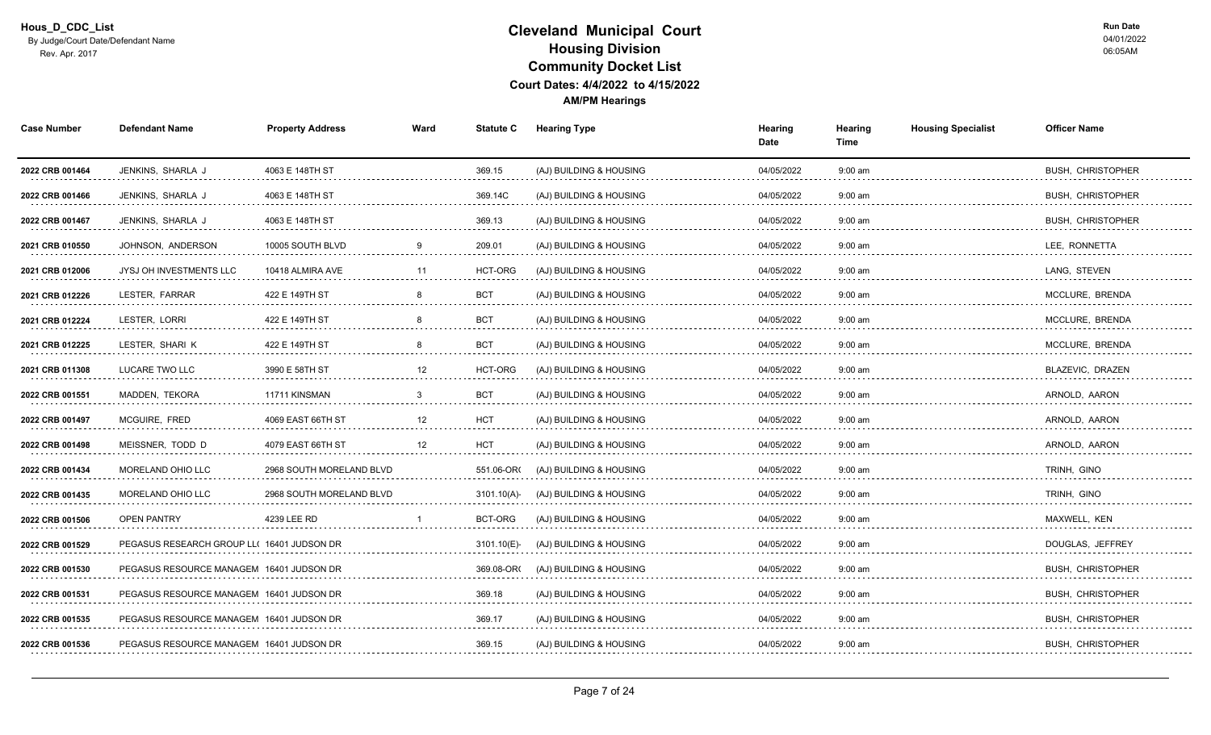Hous_D_CDC_List
By Judge/Court Date/Defendant Name
Rev. Apr. 2017

# Cleveland Municipal Court
## Housing Division
## Community Docket List
### Court Dates: 4/4/2022 to 4/15/2022
### AM/PM Hearings

Run Date
04/01/2022
06:05AM

| Case Number | Defendant Name | Property Address | Ward | Statute C | Hearing Type | Hearing Date | Hearing Time | Housing Specialist | Officer Name |
|---|---|---|---|---|---|---|---|---|---|
| 2022 CRB 001464 | JENKINS, SHARLA J | 4063 E 148TH ST | | 369.15 | (AJ) BUILDING & HOUSING | 04/05/2022 | 9:00 am | | BUSH, CHRISTOPHER |
| 2022 CRB 001466 | JENKINS, SHARLA J | 4063 E 148TH ST | | 369.14C | (AJ) BUILDING & HOUSING | 04/05/2022 | 9:00 am | | BUSH, CHRISTOPHER |
| 2022 CRB 001467 | JENKINS, SHARLA J | 4063 E 148TH ST | | 369.13 | (AJ) BUILDING & HOUSING | 04/05/2022 | 9:00 am | | BUSH, CHRISTOPHER |
| 2021 CRB 010550 | JOHNSON, ANDERSON | 10005 SOUTH BLVD | 9 | 209.01 | (AJ) BUILDING & HOUSING | 04/05/2022 | 9:00 am | | LEE, RONNETTA |
| 2021 CRB 012006 | JYSJ OH INVESTMENTS LLC | 10418 ALMIRA AVE | 11 | HCT-ORG | (AJ) BUILDING & HOUSING | 04/05/2022 | 9:00 am | | LANG, STEVEN |
| 2021 CRB 012226 | LESTER, FARRAR | 422 E 149TH ST | 8 | BCT | (AJ) BUILDING & HOUSING | 04/05/2022 | 9:00 am | | MCCLURE, BRENDA |
| 2021 CRB 012224 | LESTER, LORRI | 422 E 149TH ST | 8 | BCT | (AJ) BUILDING & HOUSING | 04/05/2022 | 9:00 am | | MCCLURE, BRENDA |
| 2021 CRB 012225 | LESTER, SHARI K | 422 E 149TH ST | 8 | BCT | (AJ) BUILDING & HOUSING | 04/05/2022 | 9:00 am | | MCCLURE, BRENDA |
| 2021 CRB 011308 | LUCARE TWO LLC | 3990 E 58TH ST | 12 | HCT-ORG | (AJ) BUILDING & HOUSING | 04/05/2022 | 9:00 am | | BLAZEVIC, DRAZEN |
| 2022 CRB 001551 | MADDEN, TEKORA | 11711 KINSMAN | 3 | BCT | (AJ) BUILDING & HOUSING | 04/05/2022 | 9:00 am | | ARNOLD, AARON |
| 2022 CRB 001497 | MCGUIRE, FRED | 4069 EAST 66TH ST | 12 | HCT | (AJ) BUILDING & HOUSING | 04/05/2022 | 9:00 am | | ARNOLD, AARON |
| 2022 CRB 001498 | MEISSNER, TODD D | 4079 EAST 66TH ST | 12 | HCT | (AJ) BUILDING & HOUSING | 04/05/2022 | 9:00 am | | ARNOLD, AARON |
| 2022 CRB 001434 | MORELAND OHIO LLC | 2968 SOUTH MORELAND BLVD | | 551.06-OR( | (AJ) BUILDING & HOUSING | 04/05/2022 | 9:00 am | | TRINH, GINO |
| 2022 CRB 001435 | MORELAND OHIO LLC | 2968 SOUTH MORELAND BLVD | | 3101.10(A)- | (AJ) BUILDING & HOUSING | 04/05/2022 | 9:00 am | | TRINH, GINO |
| 2022 CRB 001506 | OPEN PANTRY | 4239 LEE RD | 1 | BCT-ORG | (AJ) BUILDING & HOUSING | 04/05/2022 | 9:00 am | | MAXWELL, KEN |
| 2022 CRB 001529 | PEGASUS RESEARCH GROUP LL( | 16401 JUDSON DR | | 3101.10(E)- | (AJ) BUILDING & HOUSING | 04/05/2022 | 9:00 am | | DOUGLAS, JEFFREY |
| 2022 CRB 001530 | PEGASUS RESOURCE MANAGEM | 16401 JUDSON DR | | 369.08-OR( | (AJ) BUILDING & HOUSING | 04/05/2022 | 9:00 am | | BUSH, CHRISTOPHER |
| 2022 CRB 001531 | PEGASUS RESOURCE MANAGEM | 16401 JUDSON DR | | 369.18 | (AJ) BUILDING & HOUSING | 04/05/2022 | 9:00 am | | BUSH, CHRISTOPHER |
| 2022 CRB 001535 | PEGASUS RESOURCE MANAGEM | 16401 JUDSON DR | | 369.17 | (AJ) BUILDING & HOUSING | 04/05/2022 | 9:00 am | | BUSH, CHRISTOPHER |
| 2022 CRB 001536 | PEGASUS RESOURCE MANAGEM | 16401 JUDSON DR | | 369.15 | (AJ) BUILDING & HOUSING | 04/05/2022 | 9:00 am | | BUSH, CHRISTOPHER |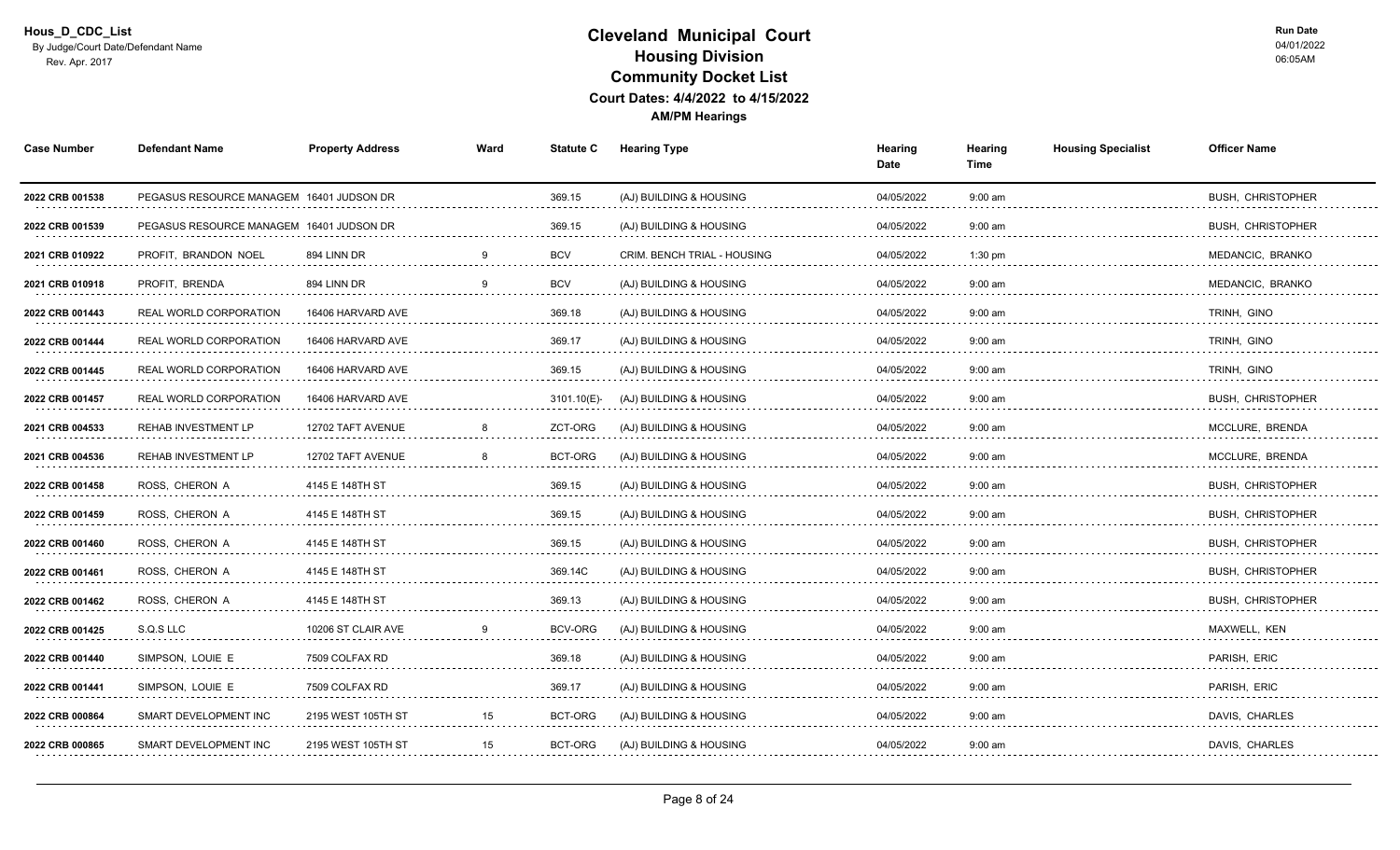Hous_D_CDC_List
By Judge/Court Date/Defendant Name
Rev. Apr. 2017

# Cleveland Municipal Court
## Housing Division
## Community Docket List
### Court Dates: 4/4/2022 to 4/15/2022
**AM/PM Hearings**

Run Date
04/01/2022
06:05AM

| Case Number | Defendant Name | Property Address | Ward | Statute C | Hearing Type | Hearing Date | Hearing Time | Housing Specialist | Officer Name |
|---|---|---|---|---|---|---|---|---|---|
| 2022 CRB 001538 | PEGASUS RESOURCE MANAGEM | 16401 JUDSON DR | | 369.15 | (AJ) BUILDING & HOUSING | 04/05/2022 | 9:00 am | | BUSH, CHRISTOPHER |
| 2022 CRB 001539 | PEGASUS RESOURCE MANAGEM | 16401 JUDSON DR | | 369.15 | (AJ) BUILDING & HOUSING | 04/05/2022 | 9:00 am | | BUSH, CHRISTOPHER |
| 2021 CRB 010922 | PROFIT, BRANDON NOEL | 894 LINN DR | 9 | BCV | CRIM. BENCH TRIAL - HOUSING | 04/05/2022 | 1:30 pm | | MEDANCIC, BRANKO |
| 2021 CRB 010918 | PROFIT, BRENDA | 894 LINN DR | 9 | BCV | (AJ) BUILDING & HOUSING | 04/05/2022 | 9:00 am | | MEDANCIC, BRANKO |
| 2022 CRB 001443 | REAL WORLD CORPORATION | 16406 HARVARD AVE | | 369.18 | (AJ) BUILDING & HOUSING | 04/05/2022 | 9:00 am | | TRINH, GINO |
| 2022 CRB 001444 | REAL WORLD CORPORATION | 16406 HARVARD AVE | | 369.17 | (AJ) BUILDING & HOUSING | 04/05/2022 | 9:00 am | | TRINH, GINO |
| 2022 CRB 001445 | REAL WORLD CORPORATION | 16406 HARVARD AVE | | 369.15 | (AJ) BUILDING & HOUSING | 04/05/2022 | 9:00 am | | TRINH, GINO |
| 2022 CRB 001457 | REAL WORLD CORPORATION | 16406 HARVARD AVE | | 3101.10(E)- | (AJ) BUILDING & HOUSING | 04/05/2022 | 9:00 am | | BUSH, CHRISTOPHER |
| 2021 CRB 004533 | REHAB INVESTMENT LP | 12702 TAFT AVENUE | 8 | ZCT-ORG | (AJ) BUILDING & HOUSING | 04/05/2022 | 9:00 am | | MCCLURE, BRENDA |
| 2021 CRB 004536 | REHAB INVESTMENT LP | 12702 TAFT AVENUE | 8 | BCT-ORG | (AJ) BUILDING & HOUSING | 04/05/2022 | 9:00 am | | MCCLURE, BRENDA |
| 2022 CRB 001458 | ROSS, CHERON A | 4145 E 148TH ST | | 369.15 | (AJ) BUILDING & HOUSING | 04/05/2022 | 9:00 am | | BUSH, CHRISTOPHER |
| 2022 CRB 001459 | ROSS, CHERON A | 4145 E 148TH ST | | 369.15 | (AJ) BUILDING & HOUSING | 04/05/2022 | 9:00 am | | BUSH, CHRISTOPHER |
| 2022 CRB 001460 | ROSS, CHERON A | 4145 E 148TH ST | | 369.15 | (AJ) BUILDING & HOUSING | 04/05/2022 | 9:00 am | | BUSH, CHRISTOPHER |
| 2022 CRB 001461 | ROSS, CHERON A | 4145 E 148TH ST | | 369.14C | (AJ) BUILDING & HOUSING | 04/05/2022 | 9:00 am | | BUSH, CHRISTOPHER |
| 2022 CRB 001462 | ROSS, CHERON A | 4145 E 148TH ST | | 369.13 | (AJ) BUILDING & HOUSING | 04/05/2022 | 9:00 am | | BUSH, CHRISTOPHER |
| 2022 CRB 001425 | S.Q.S LLC | 10206 ST CLAIR AVE | 9 | BCV-ORG | (AJ) BUILDING & HOUSING | 04/05/2022 | 9:00 am | | MAXWELL, KEN |
| 2022 CRB 001440 | SIMPSON, LOUIE E | 7509 COLFAX RD | | 369.18 | (AJ) BUILDING & HOUSING | 04/05/2022 | 9:00 am | | PARISH, ERIC |
| 2022 CRB 001441 | SIMPSON, LOUIE E | 7509 COLFAX RD | | 369.17 | (AJ) BUILDING & HOUSING | 04/05/2022 | 9:00 am | | PARISH, ERIC |
| 2022 CRB 000864 | SMART DEVELOPMENT INC | 2195 WEST 105TH ST | 15 | BCT-ORG | (AJ) BUILDING & HOUSING | 04/05/2022 | 9:00 am | | DAVIS, CHARLES |
| 2022 CRB 000865 | SMART DEVELOPMENT INC | 2195 WEST 105TH ST | 15 | BCT-ORG | (AJ) BUILDING & HOUSING | 04/05/2022 | 9:00 am | | DAVIS, CHARLES |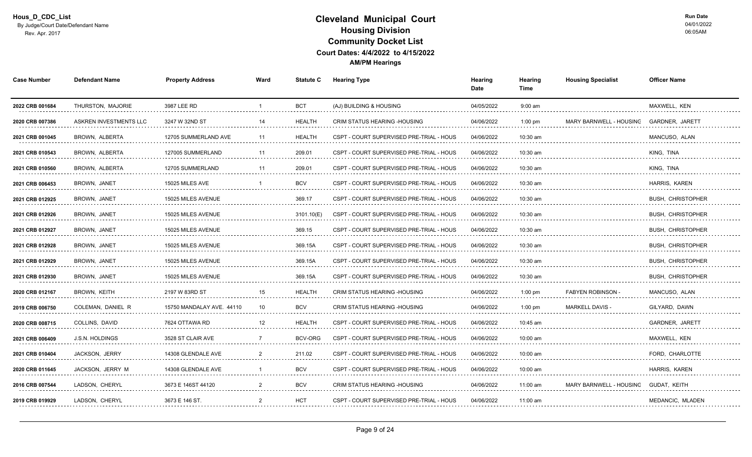# Cleveland Municipal Court

## Housing Division

## Community Docket List

### Court Dates: 4/4/2022 to 4/15/2022

**AM/PM Hearings**

Hous_D_CDC_List
By Judge/Court Date/Defendant Name
Rev. Apr. 2017

Run Date
04/01/2022
06:05AM

| Case Number | Defendant Name | Property Address | Ward | Statute C | Hearing Type | Hearing Date | Hearing Time | Housing Specialist | Officer Name |
|---|---|---|---|---|---|---|---|---|---|
| 2022 CRB 001684 | THURSTON, MAJORIE | 3987 LEE RD | 1 | BCT | (AJ) BUILDING & HOUSING | 04/05/2022 | 9:00 am | | MAXWELL, KEN |
| 2020 CRB 007386 | ASKREN INVESTMENTS LLC | 3247 W 32ND ST | 14 | HEALTH | CRIM STATUS HEARING -HOUSING | 04/06/2022 | 1:00 pm | MARY BARNWELL - HOUSING | GARDNER, JARETT |
| 2021 CRB 001045 | BROWN, ALBERTA | 12705 SUMMERLAND AVE | 11 | HEALTH | CSPT - COURT SUPERVISED PRE-TRIAL - HOUS | 04/06/2022 | 10:30 am | | MANCUSO, ALAN |
| 2021 CRB 010543 | BROWN, ALBERTA | 127005 SUMMERLAND | 11 | 209.01 | CSPT - COURT SUPERVISED PRE-TRIAL - HOUS | 04/06/2022 | 10:30 am | | KING, TINA |
| 2021 CRB 010560 | BROWN, ALBERTA | 12705 SUMMERLAND | 11 | 209.01 | CSPT - COURT SUPERVISED PRE-TRIAL - HOUS | 04/06/2022 | 10:30 am | | KING, TINA |
| 2021 CRB 006453 | BROWN, JANET | 15025 MILES AVE | 1 | BCV | CSPT - COURT SUPERVISED PRE-TRIAL - HOUS | 04/06/2022 | 10:30 am | | HARRIS, KAREN |
| 2021 CRB 012925 | BROWN, JANET | 15025 MILES AVENUE | | 369.17 | CSPT - COURT SUPERVISED PRE-TRIAL - HOUS | 04/06/2022 | 10:30 am | | BUSH, CHRISTOPHER |
| 2021 CRB 012926 | BROWN, JANET | 15025 MILES AVENUE | | 3101.10(E) | CSPT - COURT SUPERVISED PRE-TRIAL - HOUS | 04/06/2022 | 10:30 am | | BUSH, CHRISTOPHER |
| 2021 CRB 012927 | BROWN, JANET | 15025 MILES AVENUE | | 369.15 | CSPT - COURT SUPERVISED PRE-TRIAL - HOUS | 04/06/2022 | 10:30 am | | BUSH, CHRISTOPHER |
| 2021 CRB 012928 | BROWN, JANET | 15025 MILES AVENUE | | 369.15A | CSPT - COURT SUPERVISED PRE-TRIAL - HOUS | 04/06/2022 | 10:30 am | | BUSH, CHRISTOPHER |
| 2021 CRB 012929 | BROWN, JANET | 15025 MILES AVENUE | | 369.15A | CSPT - COURT SUPERVISED PRE-TRIAL - HOUS | 04/06/2022 | 10:30 am | | BUSH, CHRISTOPHER |
| 2021 CRB 012930 | BROWN, JANET | 15025 MILES AVENUE | | 369.15A | CSPT - COURT SUPERVISED PRE-TRIAL - HOUS | 04/06/2022 | 10:30 am | | BUSH, CHRISTOPHER |
| 2020 CRB 012167 | BROWN, KEITH | 2197 W 83RD ST | 15 | HEALTH | CRIM STATUS HEARING -HOUSING | 04/06/2022 | 1:00 pm | FABYEN ROBINSON - | MANCUSO, ALAN |
| 2019 CRB 006750 | COLEMAN, DANIEL R | 15750 MANDALAY AVE. 44110 | 10 | BCV | CRIM STATUS HEARING -HOUSING | 04/06/2022 | 1:00 pm | MARKELL DAVIS - | GILYARD, DAWN |
| 2020 CRB 008715 | COLLINS, DAVID | 7624 OTTAWA RD | 12 | HEALTH | CSPT - COURT SUPERVISED PRE-TRIAL - HOUS | 04/06/2022 | 10:45 am | | GARDNER, JARETT |
| 2021 CRB 006409 | J.S.N. HOLDINGS | 3528 ST CLAIR AVE | 7 | BCV-ORG | CSPT - COURT SUPERVISED PRE-TRIAL - HOUS | 04/06/2022 | 10:00 am | | MAXWELL, KEN |
| 2021 CRB 010404 | JACKSON, JERRY | 14308 GLENDALE AVE | 2 | 211.02 | CSPT - COURT SUPERVISED PRE-TRIAL - HOUS | 04/06/2022 | 10:00 am | | FORD, CHARLOTTE |
| 2020 CRB 011645 | JACKSON, JERRY M | 14308 GLENDALE AVE | 1 | BCV | CSPT - COURT SUPERVISED PRE-TRIAL - HOUS | 04/06/2022 | 10:00 am | | HARRIS, KAREN |
| 2016 CRB 007544 | LADSON, CHERYL | 3673 E 146ST 44120 | 2 | BCV | CRIM STATUS HEARING -HOUSING | 04/06/2022 | 11:00 am | MARY BARNWELL - HOUSING | GUDAT, KEITH |
| 2019 CRB 019929 | LADSON, CHERYL | 3673 E 146 ST. | 2 | HCT | CSPT - COURT SUPERVISED PRE-TRIAL - HOUS | 04/06/2022 | 11:00 am | | MEDANCIC, MLADEN |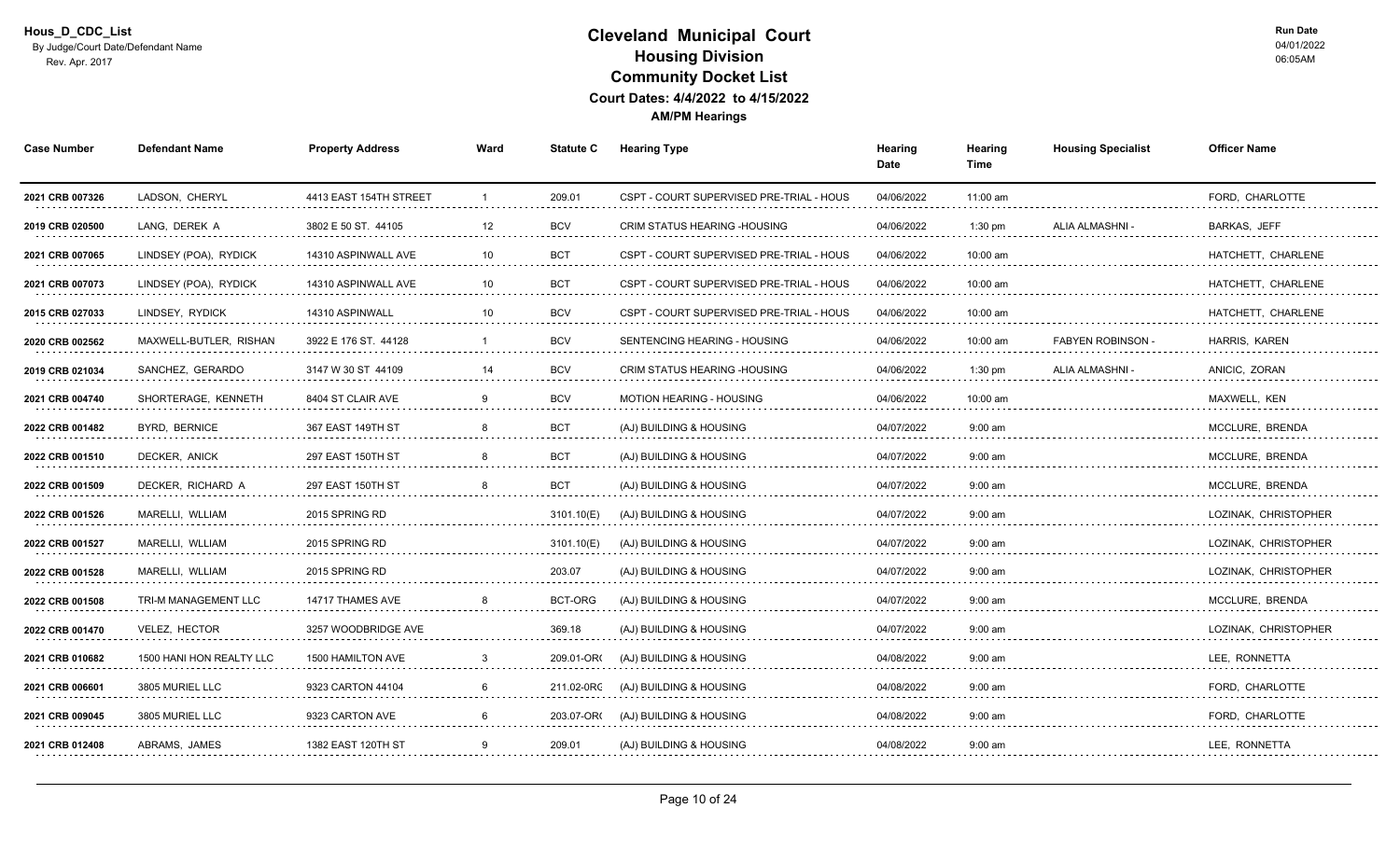# Cleveland Municipal Court
## Housing Division
## Community Docket List
### Court Dates: 4/4/2022 to 4/15/2022
**AM/PM Hearings**

Hous_D_CDC_List
By Judge/Court Date/Defendant Name
Rev. Apr. 2017

Run Date 04/01/2022 06:05AM

| Case Number | Defendant Name | Property Address | Ward | Statute C | Hearing Type | Hearing Date | Hearing Time | Housing Specialist | Officer Name |
|---|---|---|---|---|---|---|---|---|---|
| 2021 CRB 007326 | LADSON, CHERYL | 4413 EAST 154TH STREET | 1 | 209.01 | CSPT - COURT SUPERVISED PRE-TRIAL - HOUS | 04/06/2022 | 11:00 am | | FORD, CHARLOTTE |
| 2019 CRB 020500 | LANG, DEREK A | 3802 E 50 ST. 44105 | 12 | BCV | CRIM STATUS HEARING -HOUSING | 04/06/2022 | 1:30 pm | ALIA ALMASHNI - | BARKAS, JEFF |
| 2021 CRB 007065 | LINDSEY (POA), RYDICK | 14310 ASPINWALL AVE | 10 | BCT | CSPT - COURT SUPERVISED PRE-TRIAL - HOUS | 04/06/2022 | 10:00 am | | HATCHETT, CHARLENE |
| 2021 CRB 007073 | LINDSEY (POA), RYDICK | 14310 ASPINWALL AVE | 10 | BCT | CSPT - COURT SUPERVISED PRE-TRIAL - HOUS | 04/06/2022 | 10:00 am | | HATCHETT, CHARLENE |
| 2015 CRB 027033 | LINDSEY, RYDICK | 14310 ASPINWALL | 10 | BCV | CSPT - COURT SUPERVISED PRE-TRIAL - HOUS | 04/06/2022 | 10:00 am | | HATCHETT, CHARLENE |
| 2020 CRB 002562 | MAXWELL-BUTLER, RISHAN | 3922 E 176 ST. 44128 | 1 | BCV | SENTENCING HEARING - HOUSING | 04/06/2022 | 10:00 am | FABYEN ROBINSON - | HARRIS, KAREN |
| 2019 CRB 021034 | SANCHEZ, GERARDO | 3147 W 30 ST 44109 | 14 | BCV | CRIM STATUS HEARING -HOUSING | 04/06/2022 | 1:30 pm | ALIA ALMASHNI - | ANICIC, ZORAN |
| 2021 CRB 004740 | SHORTERAGE, KENNETH | 8404 ST CLAIR AVE | 9 | BCV | MOTION HEARING - HOUSING | 04/06/2022 | 10:00 am | | MAXWELL, KEN |
| 2022 CRB 001482 | BYRD, BERNICE | 367 EAST 149TH ST | 8 | BCT | (AJ) BUILDING & HOUSING | 04/07/2022 | 9:00 am | | MCCLURE, BRENDA |
| 2022 CRB 001510 | DECKER, ANICK | 297 EAST 150TH ST | 8 | BCT | (AJ) BUILDING & HOUSING | 04/07/2022 | 9:00 am | | MCCLURE, BRENDA |
| 2022 CRB 001509 | DECKER, RICHARD A | 297 EAST 150TH ST | 8 | BCT | (AJ) BUILDING & HOUSING | 04/07/2022 | 9:00 am | | MCCLURE, BRENDA |
| 2022 CRB 001526 | MARELLI, WLLIAM | 2015 SPRING RD | | 3101.10(E) | (AJ) BUILDING & HOUSING | 04/07/2022 | 9:00 am | | LOZINAK, CHRISTOPHER |
| 2022 CRB 001527 | MARELLI, WLLIAM | 2015 SPRING RD | | 3101.10(E) | (AJ) BUILDING & HOUSING | 04/07/2022 | 9:00 am | | LOZINAK, CHRISTOPHER |
| 2022 CRB 001528 | MARELLI, WLLIAM | 2015 SPRING RD | | 203.07 | (AJ) BUILDING & HOUSING | 04/07/2022 | 9:00 am | | LOZINAK, CHRISTOPHER |
| 2022 CRB 001508 | TRI-M MANAGEMENT LLC | 14717 THAMES AVE | 8 | BCT-ORG | (AJ) BUILDING & HOUSING | 04/07/2022 | 9:00 am | | MCCLURE, BRENDA |
| 2022 CRB 001470 | VELEZ, HECTOR | 3257 WOODBRIDGE AVE | | 369.18 | (AJ) BUILDING & HOUSING | 04/07/2022 | 9:00 am | | LOZINAK, CHRISTOPHER |
| 2021 CRB 010682 | 1500 HANI HON REALTY LLC | 1500 HAMILTON AVE | 3 | 209.01-OR( | (AJ) BUILDING & HOUSING | 04/08/2022 | 9:00 am | | LEE, RONNETTA |
| 2021 CRB 006601 | 3805 MURIEL LLC | 9323 CARTON 44104 | 6 | 211.02-0RG | (AJ) BUILDING & HOUSING | 04/08/2022 | 9:00 am | | FORD, CHARLOTTE |
| 2021 CRB 009045 | 3805 MURIEL LLC | 9323 CARTON AVE | 6 | 203.07-OR( | (AJ) BUILDING & HOUSING | 04/08/2022 | 9:00 am | | FORD, CHARLOTTE |
| 2021 CRB 012408 | ABRAMS, JAMES | 1382 EAST 120TH ST | 9 | 209.01 | (AJ) BUILDING & HOUSING | 04/08/2022 | 9:00 am | | LEE, RONNETTA |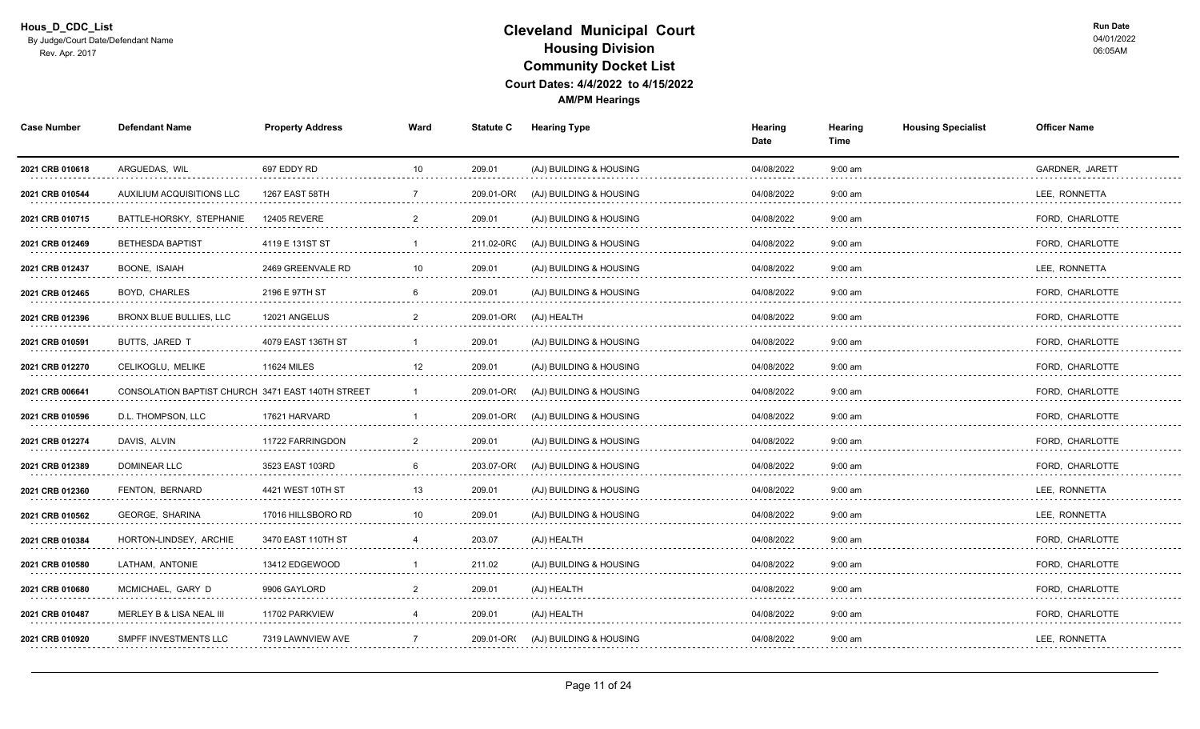Hous_D_CDC_List
By Judge/Court Date/Defendant Name
Rev. Apr. 2017

# Cleveland Municipal Court
## Housing Division
## Community Docket List
### Court Dates: 4/4/2022 to 4/15/2022
### AM/PM Hearings

Run Date
04/01/2022
06:05AM

| Case Number | Defendant Name | Property Address | Ward | Statute C | Hearing Type | Hearing Date | Hearing Time | Housing Specialist | Officer Name |
|---|---|---|---|---|---|---|---|---|---|
| 2021 CRB 010618 | ARGUEDAS, WIL | 697 EDDY RD | 10 | 209.01 | (AJ) BUILDING & HOUSING | 04/08/2022 | 9:00 am | | GARDNER, JARETT |
| 2021 CRB 010544 | AUXILIUM ACQUISITIONS LLC | 1267 EAST 58TH | 7 | 209.01-OR( | (AJ) BUILDING & HOUSING | 04/08/2022 | 9:00 am | | LEE, RONNETTA |
| 2021 CRB 010715 | BATTLE-HORSKY, STEPHANIE | 12405 REVERE | 2 | 209.01 | (AJ) BUILDING & HOUSING | 04/08/2022 | 9:00 am | | FORD, CHARLOTTE |
| 2021 CRB 012469 | BETHESDA BAPTIST | 4119 E 131ST ST | 1 | 211.02-ORC | (AJ) BUILDING & HOUSING | 04/08/2022 | 9:00 am | | FORD, CHARLOTTE |
| 2021 CRB 012437 | BOONE, ISAIAH | 2469 GREENVALE RD | 10 | 209.01 | (AJ) BUILDING & HOUSING | 04/08/2022 | 9:00 am | | LEE, RONNETTA |
| 2021 CRB 012465 | BOYD, CHARLES | 2196 E 97TH ST | 6 | 209.01 | (AJ) BUILDING & HOUSING | 04/08/2022 | 9:00 am | | FORD, CHARLOTTE |
| 2021 CRB 012396 | BRONX BLUE BULLIES, LLC | 12021 ANGELUS | 2 | 209.01-OR( | (AJ) HEALTH | 04/08/2022 | 9:00 am | | FORD, CHARLOTTE |
| 2021 CRB 010591 | BUTTS, JARED T | 4079 EAST 136TH ST | 1 | 209.01 | (AJ) BUILDING & HOUSING | 04/08/2022 | 9:00 am | | FORD, CHARLOTTE |
| 2021 CRB 012270 | CELIKOGLU, MELIKE | 11624 MILES | 12 | 209.01 | (AJ) BUILDING & HOUSING | 04/08/2022 | 9:00 am | | FORD, CHARLOTTE |
| 2021 CRB 006641 | CONSOLATION BAPTIST CHURCH | 3471 EAST 140TH STREET | 1 | 209.01-OR( | (AJ) BUILDING & HOUSING | 04/08/2022 | 9:00 am | | FORD, CHARLOTTE |
| 2021 CRB 010596 | D.L. THOMPSON, LLC | 17621 HARVARD | 1 | 209.01-OR( | (AJ) BUILDING & HOUSING | 04/08/2022 | 9:00 am | | FORD, CHARLOTTE |
| 2021 CRB 012274 | DAVIS, ALVIN | 11722 FARRINGDON | 2 | 209.01 | (AJ) BUILDING & HOUSING | 04/08/2022 | 9:00 am | | FORD, CHARLOTTE |
| 2021 CRB 012389 | DOMINEAR LLC | 3523 EAST 103RD | 6 | 203.07-OR( | (AJ) BUILDING & HOUSING | 04/08/2022 | 9:00 am | | FORD, CHARLOTTE |
| 2021 CRB 012360 | FENTON, BERNARD | 4421 WEST 10TH ST | 13 | 209.01 | (AJ) BUILDING & HOUSING | 04/08/2022 | 9:00 am | | LEE, RONNETTA |
| 2021 CRB 010562 | GEORGE, SHARINA | 17016 HILLSBORO RD | 10 | 209.01 | (AJ) BUILDING & HOUSING | 04/08/2022 | 9:00 am | | LEE, RONNETTA |
| 2021 CRB 010384 | HORTON-LINDSEY, ARCHIE | 3470 EAST 110TH ST | 4 | 203.07 | (AJ) HEALTH | 04/08/2022 | 9:00 am | | FORD, CHARLOTTE |
| 2021 CRB 010580 | LATHAM, ANTONIE | 13412 EDGEWOOD | 1 | 211.02 | (AJ) BUILDING & HOUSING | 04/08/2022 | 9:00 am | | FORD, CHARLOTTE |
| 2021 CRB 010680 | MCMICHAEL, GARY D | 9906 GAYLORD | 2 | 209.01 | (AJ) HEALTH | 04/08/2022 | 9:00 am | | FORD, CHARLOTTE |
| 2021 CRB 010487 | MERLEY B & LISA NEAL III | 11702 PARKVIEW | 4 | 209.01 | (AJ) HEALTH | 04/08/2022 | 9:00 am | | FORD, CHARLOTTE |
| 2021 CRB 010920 | SMPFF INVESTMENTS LLC | 7319 LAWNVIEW AVE | 7 | 209.01-OR( | (AJ) BUILDING & HOUSING | 04/08/2022 | 9:00 am | | LEE, RONNETTA |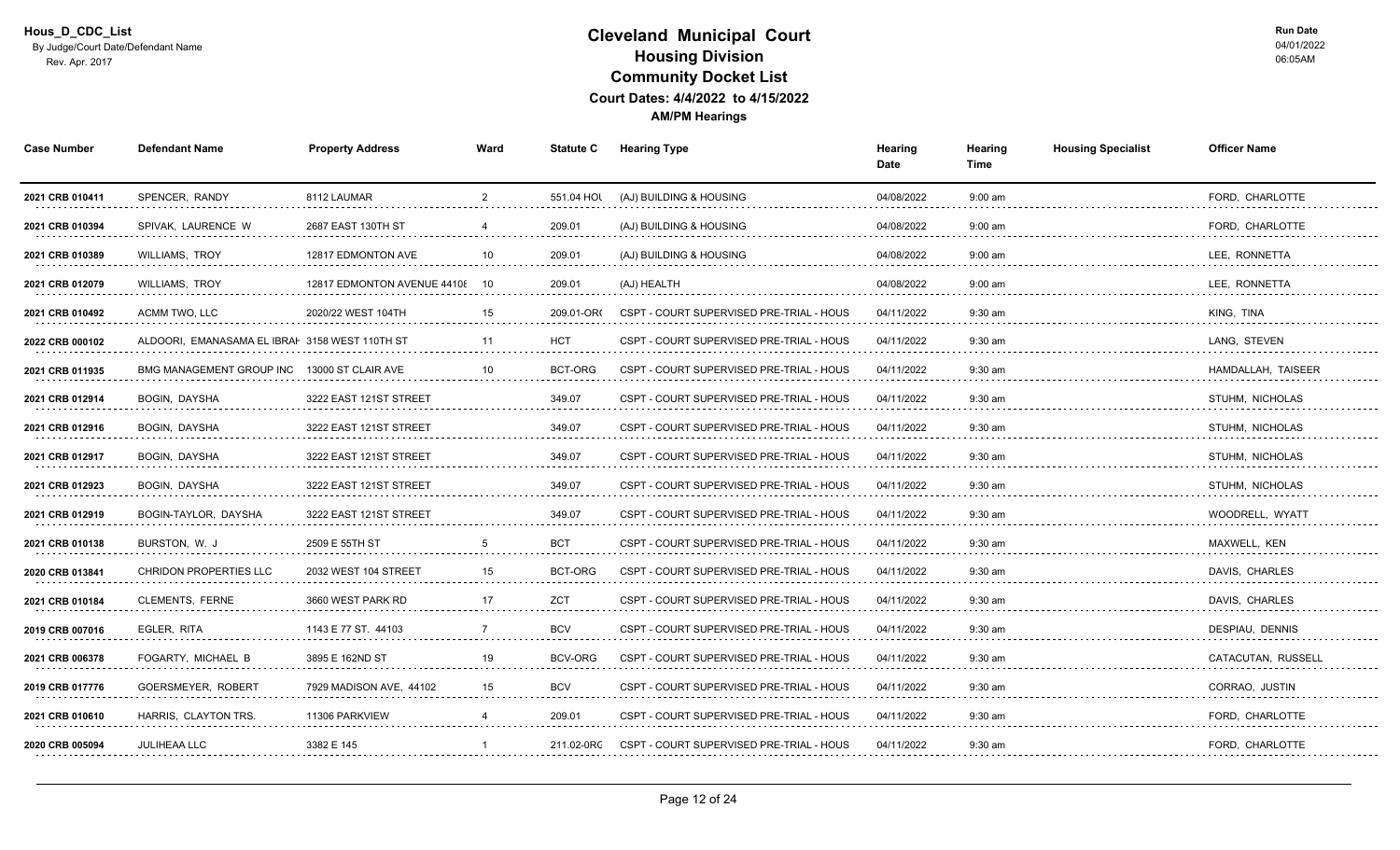Hous_D_CDC_List
By Judge/Court Date/Defendant Name
Rev. Apr. 2017

# Cleveland Municipal Court
## Housing Division
## Community Docket List
### Court Dates: 4/4/2022 to 4/15/2022
### AM/PM Hearings

Run Date
04/01/2022
06:05AM

| Case Number | Defendant Name | Property Address | Ward | Statute C | Hearing Type | Hearing Date | Hearing Time | Housing Specialist | Officer Name |
|---|---|---|---|---|---|---|---|---|---|
| 2021 CRB 010411 | SPENCER, RANDY | 8112 LAUMAR | 2 | 551.04 HOU | (AJ) BUILDING & HOUSING | 04/08/2022 | 9:00 am | | FORD, CHARLOTTE |
| 2021 CRB 010394 | SPIVAK, LAURENCE W | 2687 EAST 130TH ST | 4 | 209.01 | (AJ) BUILDING & HOUSING | 04/08/2022 | 9:00 am | | FORD, CHARLOTTE |
| 2021 CRB 010389 | WILLIAMS, TROY | 12817 EDMONTON AVE | 10 | 209.01 | (AJ) BUILDING & HOUSING | 04/08/2022 | 9:00 am | | LEE, RONNETTA |
| 2021 CRB 012079 | WILLIAMS, TROY | 12817 EDMONTON AVENUE 44108 | 10 | 209.01 | (AJ) HEALTH | 04/08/2022 | 9:00 am | | LEE, RONNETTA |
| 2021 CRB 010492 | ACMM TWO, LLC | 2020/22 WEST 104TH | 15 | 209.01-ORG | CSPT - COURT SUPERVISED PRE-TRIAL - HOUS | 04/11/2022 | 9:30 am | | KING, TINA |
| 2022 CRB 000102 | ALDOORI, EMANASAMA EL IBRAH | 3158 WEST 110TH ST | 11 | HCT | CSPT - COURT SUPERVISED PRE-TRIAL - HOUS | 04/11/2022 | 9:30 am | | LANG, STEVEN |
| 2021 CRB 011935 | BMG MANAGEMENT GROUP INC | 13000 ST CLAIR AVE | 10 | BCT-ORG | CSPT - COURT SUPERVISED PRE-TRIAL - HOUS | 04/11/2022 | 9:30 am | | HAMDALLAH, TAISEER |
| 2021 CRB 012914 | BOGIN, DAYSHA | 3222 EAST 121ST STREET | | 349.07 | CSPT - COURT SUPERVISED PRE-TRIAL - HOUS | 04/11/2022 | 9:30 am | | STUHM, NICHOLAS |
| 2021 CRB 012916 | BOGIN, DAYSHA | 3222 EAST 121ST STREET | | 349.07 | CSPT - COURT SUPERVISED PRE-TRIAL - HOUS | 04/11/2022 | 9:30 am | | STUHM, NICHOLAS |
| 2021 CRB 012917 | BOGIN, DAYSHA | 3222 EAST 121ST STREET | | 349.07 | CSPT - COURT SUPERVISED PRE-TRIAL - HOUS | 04/11/2022 | 9:30 am | | STUHM, NICHOLAS |
| 2021 CRB 012923 | BOGIN, DAYSHA | 3222 EAST 121ST STREET | | 349.07 | CSPT - COURT SUPERVISED PRE-TRIAL - HOUS | 04/11/2022 | 9:30 am | | STUHM, NICHOLAS |
| 2021 CRB 012919 | BOGIN-TAYLOR, DAYSHA | 3222 EAST 121ST STREET | | 349.07 | CSPT - COURT SUPERVISED PRE-TRIAL - HOUS | 04/11/2022 | 9:30 am | | WOODRELL, WYATT |
| 2021 CRB 010138 | BURSTON, W. J | 2509 E 55TH ST | 5 | BCT | CSPT - COURT SUPERVISED PRE-TRIAL - HOUS | 04/11/2022 | 9:30 am | | MAXWELL, KEN |
| 2020 CRB 013841 | CHRIDON PROPERTIES LLC | 2032 WEST 104 STREET | 15 | BCT-ORG | CSPT - COURT SUPERVISED PRE-TRIAL - HOUS | 04/11/2022 | 9:30 am | | DAVIS, CHARLES |
| 2021 CRB 010184 | CLEMENTS, FERNE | 3660 WEST PARK RD | 17 | ZCT | CSPT - COURT SUPERVISED PRE-TRIAL - HOUS | 04/11/2022 | 9:30 am | | DAVIS, CHARLES |
| 2019 CRB 007016 | EGLER, RITA | 1143 E 77 ST. 44103 | 7 | BCV | CSPT - COURT SUPERVISED PRE-TRIAL - HOUS | 04/11/2022 | 9:30 am | | DESPIAU, DENNIS |
| 2021 CRB 006378 | FOGARTY, MICHAEL B | 3895 E 162ND ST | 19 | BCV-ORG | CSPT - COURT SUPERVISED PRE-TRIAL - HOUS | 04/11/2022 | 9:30 am | | CATACUTAN, RUSSELL |
| 2019 CRB 017776 | GOERSMEYER, ROBERT | 7929 MADISON AVE, 44102 | 15 | BCV | CSPT - COURT SUPERVISED PRE-TRIAL - HOUS | 04/11/2022 | 9:30 am | | CORRAO, JUSTIN |
| 2021 CRB 010610 | HARRIS, CLAYTON TRS. | 11306 PARKVIEW | 4 | 209.01 | CSPT - COURT SUPERVISED PRE-TRIAL - HOUS | 04/11/2022 | 9:30 am | | FORD, CHARLOTTE |
| 2020 CRB 005094 | JULIHEAA LLC | 3382 E 145 | 1 | 211.02-ORG | CSPT - COURT SUPERVISED PRE-TRIAL - HOUS | 04/11/2022 | 9:30 am | | FORD, CHARLOTTE |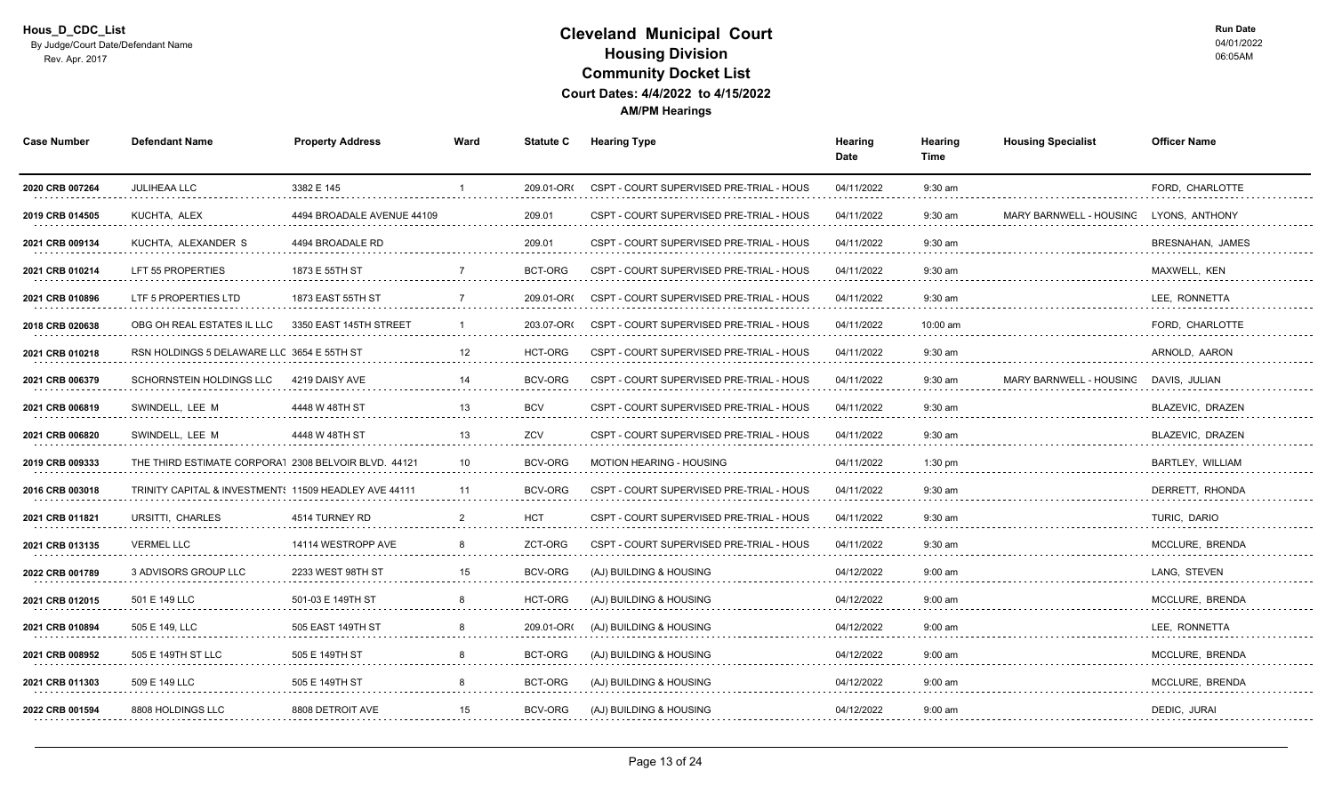Hous_D_CDC_List
By Judge/Court Date/Defendant Name
Rev. Apr. 2017

# Cleveland Municipal Court
## Housing Division
## Community Docket List
### Court Dates: 4/4/2022 to 4/15/2022
**AM/PM Hearings**

Run Date
04/01/2022
06:05AM

| Case Number | Defendant Name | Property Address | Ward | Statute C | Hearing Type | Hearing Date | Hearing Time | Housing Specialist | Officer Name |
|---|---|---|---|---|---|---|---|---|---|
| 2020 CRB 007264 | JULIHEAA LLC | 3382 E 145 | 1 | 209.01-OR( | CSPT - COURT SUPERVISED PRE-TRIAL - HOUS | 04/11/2022 | 9:30 am | | FORD, CHARLOTTE |
| 2019 CRB 014505 | KUCHTA, ALEX | 4494 BROADALE AVENUE 44109 | | 209.01 | CSPT - COURT SUPERVISED PRE-TRIAL - HOUS | 04/11/2022 | 9:30 am | MARY BARNWELL - HOUSING | LYONS, ANTHONY |
| 2021 CRB 009134 | KUCHTA, ALEXANDER S | 4494 BROADALE RD | | 209.01 | CSPT - COURT SUPERVISED PRE-TRIAL - HOUS | 04/11/2022 | 9:30 am | | BRESNAHAN, JAMES |
| 2021 CRB 010214 | LFT 55 PROPERTIES | 1873 E 55TH ST | 7 | BCT-ORG | CSPT - COURT SUPERVISED PRE-TRIAL - HOUS | 04/11/2022 | 9:30 am | | MAXWELL, KEN |
| 2021 CRB 010896 | LTF 5 PROPERTIES LTD | 1873 EAST 55TH ST | 7 | 209.01-OR( | CSPT - COURT SUPERVISED PRE-TRIAL - HOUS | 04/11/2022 | 9:30 am | | LEE, RONNETTA |
| 2018 CRB 020638 | OBG OH REAL ESTATES IL LLC | 3350 EAST 145TH STREET | 1 | 203.07-OR( | CSPT - COURT SUPERVISED PRE-TRIAL - HOUS | 04/11/2022 | 10:00 am | | FORD, CHARLOTTE |
| 2021 CRB 010218 | RSN HOLDINGS 5 DELAWARE LLC | 3654 E 55TH ST | 12 | HCT-ORG | CSPT - COURT SUPERVISED PRE-TRIAL - HOUS | 04/11/2022 | 9:30 am | | ARNOLD, AARON |
| 2021 CRB 006379 | SCHORNSTEIN HOLDINGS LLC | 4219 DAISY AVE | 14 | BCV-ORG | CSPT - COURT SUPERVISED PRE-TRIAL - HOUS | 04/11/2022 | 9:30 am | MARY BARNWELL - HOUSING | DAVIS, JULIAN |
| 2021 CRB 006819 | SWINDELL, LEE M | 4448 W 48TH ST | 13 | BCV | CSPT - COURT SUPERVISED PRE-TRIAL - HOUS | 04/11/2022 | 9:30 am | | BLAZEVIC, DRAZEN |
| 2021 CRB 006820 | SWINDELL, LEE M | 4448 W 48TH ST | 13 | ZCV | CSPT - COURT SUPERVISED PRE-TRIAL - HOUS | 04/11/2022 | 9:30 am | | BLAZEVIC, DRAZEN |
| 2019 CRB 009333 | THE THIRD ESTIMATE CORPORAT | 2308 BELVOIR BLVD. 44121 | 10 | BCV-ORG | MOTION HEARING - HOUSING | 04/11/2022 | 1:30 pm | | BARTLEY, WILLIAM |
| 2016 CRB 003018 | TRINITY CAPITAL & INVESTMENT | 11509 HEADLEY AVE 44111 | 11 | BCV-ORG | CSPT - COURT SUPERVISED PRE-TRIAL - HOUS | 04/11/2022 | 9:30 am | | DERRETT, RHONDA |
| 2021 CRB 011821 | URSITTI, CHARLES | 4514 TURNEY RD | 2 | HCT | CSPT - COURT SUPERVISED PRE-TRIAL - HOUS | 04/11/2022 | 9:30 am | | TURIC, DARIO |
| 2021 CRB 013135 | VERMEL LLC | 14114 WESTROPP AVE | 8 | ZCT-ORG | CSPT - COURT SUPERVISED PRE-TRIAL - HOUS | 04/11/2022 | 9:30 am | | MCCLURE, BRENDA |
| 2022 CRB 001789 | 3 ADVISORS GROUP LLC | 2233 WEST 98TH ST | 15 | BCV-ORG | (AJ) BUILDING & HOUSING | 04/12/2022 | 9:00 am | | LANG, STEVEN |
| 2021 CRB 012015 | 501 E 149 LLC | 501-03 E 149TH ST | 8 | HCT-ORG | (AJ) BUILDING & HOUSING | 04/12/2022 | 9:00 am | | MCCLURE, BRENDA |
| 2021 CRB 010894 | 505 E 149, LLC | 505 EAST 149TH ST | 8 | 209.01-OR( | (AJ) BUILDING & HOUSING | 04/12/2022 | 9:00 am | | LEE, RONNETTA |
| 2021 CRB 008952 | 505 E 149TH ST LLC | 505 E 149TH ST | 8 | BCT-ORG | (AJ) BUILDING & HOUSING | 04/12/2022 | 9:00 am | | MCCLURE, BRENDA |
| 2021 CRB 011303 | 509 E 149 LLC | 505 E 149TH ST | 8 | BCT-ORG | (AJ) BUILDING & HOUSING | 04/12/2022 | 9:00 am | | MCCLURE, BRENDA |
| 2022 CRB 001594 | 8808 HOLDINGS LLC | 8808 DETROIT AVE | 15 | BCV-ORG | (AJ) BUILDING & HOUSING | 04/12/2022 | 9:00 am | | DEDIC, JURAI |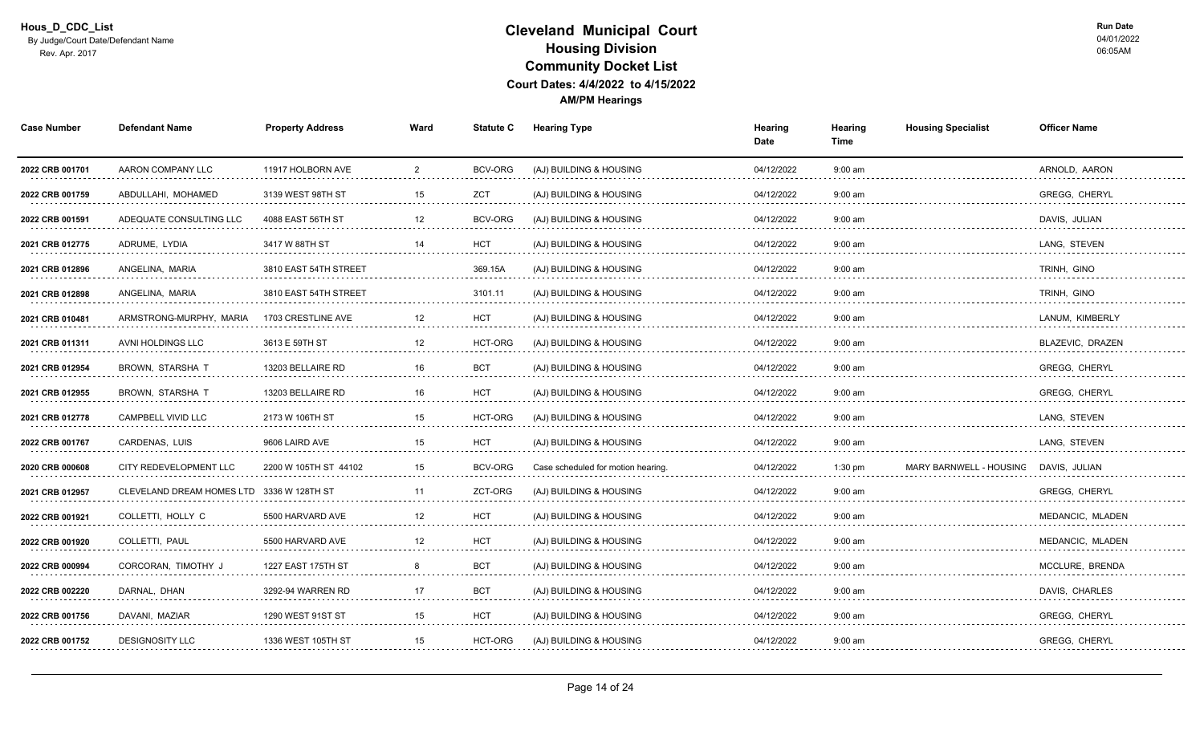Hous_D_CDC_List
By Judge/Court Date/Defendant Name
Rev. Apr. 2017

# Cleveland Municipal Court
## Housing Division
## Community Docket List
### Court Dates: 4/4/2022 to 4/15/2022
**AM/PM Hearings**

Run Date
04/01/2022
06:05AM

| Case Number | Defendant Name | Property Address | Ward | Statute C | Hearing Type | Hearing Date | Hearing Time | Housing Specialist | Officer Name |
|---|---|---|---|---|---|---|---|---|---|
| 2022 CRB 001701 | AARON COMPANY LLC | 11917 HOLBORN AVE | 2 | BCV-ORG | (AJ) BUILDING & HOUSING | 04/12/2022 | 9:00 am | | ARNOLD, AARON |
| 2022 CRB 001759 | ABDULLAHI, MOHAMED | 3139 WEST 98TH ST | 15 | ZCT | (AJ) BUILDING & HOUSING | 04/12/2022 | 9:00 am | | GREGG, CHERYL |
| 2022 CRB 001591 | ADEQUATE CONSULTING LLC | 4088 EAST 56TH ST | 12 | BCV-ORG | (AJ) BUILDING & HOUSING | 04/12/2022 | 9:00 am | | DAVIS, JULIAN |
| 2021 CRB 012775 | ADRUME, LYDIA | 3417 W 88TH ST | 14 | HCT | (AJ) BUILDING & HOUSING | 04/12/2022 | 9:00 am | | LANG, STEVEN |
| 2021 CRB 012896 | ANGELINA, MARIA | 3810 EAST 54TH STREET | | 369.15A | (AJ) BUILDING & HOUSING | 04/12/2022 | 9:00 am | | TRINH, GINO |
| 2021 CRB 012898 | ANGELINA, MARIA | 3810 EAST 54TH STREET | | 3101.11 | (AJ) BUILDING & HOUSING | 04/12/2022 | 9:00 am | | TRINH, GINO |
| 2021 CRB 010481 | ARMSTRONG-MURPHY, MARIA | 1703 CRESTLINE AVE | 12 | HCT | (AJ) BUILDING & HOUSING | 04/12/2022 | 9:00 am | | LANUM, KIMBERLY |
| 2021 CRB 011311 | AVNI HOLDINGS LLC | 3613 E 59TH ST | 12 | HCT-ORG | (AJ) BUILDING & HOUSING | 04/12/2022 | 9:00 am | | BLAZEVIC, DRAZEN |
| 2021 CRB 012954 | BROWN, STARSHA T | 13203 BELLAIRE RD | 16 | BCT | (AJ) BUILDING & HOUSING | 04/12/2022 | 9:00 am | | GREGG, CHERYL |
| 2021 CRB 012955 | BROWN, STARSHA T | 13203 BELLAIRE RD | 16 | HCT | (AJ) BUILDING & HOUSING | 04/12/2022 | 9:00 am | | GREGG, CHERYL |
| 2021 CRB 012778 | CAMPBELL VIVID LLC | 2173 W 106TH ST | 15 | HCT-ORG | (AJ) BUILDING & HOUSING | 04/12/2022 | 9:00 am | | LANG, STEVEN |
| 2022 CRB 001767 | CARDENAS, LUIS | 9606 LAIRD AVE | 15 | HCT | (AJ) BUILDING & HOUSING | 04/12/2022 | 9:00 am | | LANG, STEVEN |
| 2020 CRB 000608 | CITY REDEVELOPMENT LLC | 2200 W 105TH ST 44102 | 15 | BCV-ORG | Case scheduled for motion hearing. | 04/12/2022 | 1:30 pm | MARY BARNWELL - HOUSING | DAVIS, JULIAN |
| 2021 CRB 012957 | CLEVELAND DREAM HOMES LTD | 3336 W 128TH ST | 11 | ZCT-ORG | (AJ) BUILDING & HOUSING | 04/12/2022 | 9:00 am | | GREGG, CHERYL |
| 2022 CRB 001921 | COLLETTI, HOLLY C | 5500 HARVARD AVE | 12 | HCT | (AJ) BUILDING & HOUSING | 04/12/2022 | 9:00 am | | MEDANCIC, MLADEN |
| 2022 CRB 001920 | COLLETTI, PAUL | 5500 HARVARD AVE | 12 | HCT | (AJ) BUILDING & HOUSING | 04/12/2022 | 9:00 am | | MEDANCIC, MLADEN |
| 2022 CRB 000994 | CORCORAN, TIMOTHY J | 1227 EAST 175TH ST | 8 | BCT | (AJ) BUILDING & HOUSING | 04/12/2022 | 9:00 am | | MCCLURE, BRENDA |
| 2022 CRB 002220 | DARNAL, DHAN | 3292-94 WARREN RD | 17 | BCT | (AJ) BUILDING & HOUSING | 04/12/2022 | 9:00 am | | DAVIS, CHARLES |
| 2022 CRB 001756 | DAVANI, MAZIAR | 1290 WEST 91ST ST | 15 | HCT | (AJ) BUILDING & HOUSING | 04/12/2022 | 9:00 am | | GREGG, CHERYL |
| 2022 CRB 001752 | DESIGNOSITY LLC | 1336 WEST 105TH ST | 15 | HCT-ORG | (AJ) BUILDING & HOUSING | 04/12/2022 | 9:00 am | | GREGG, CHERYL |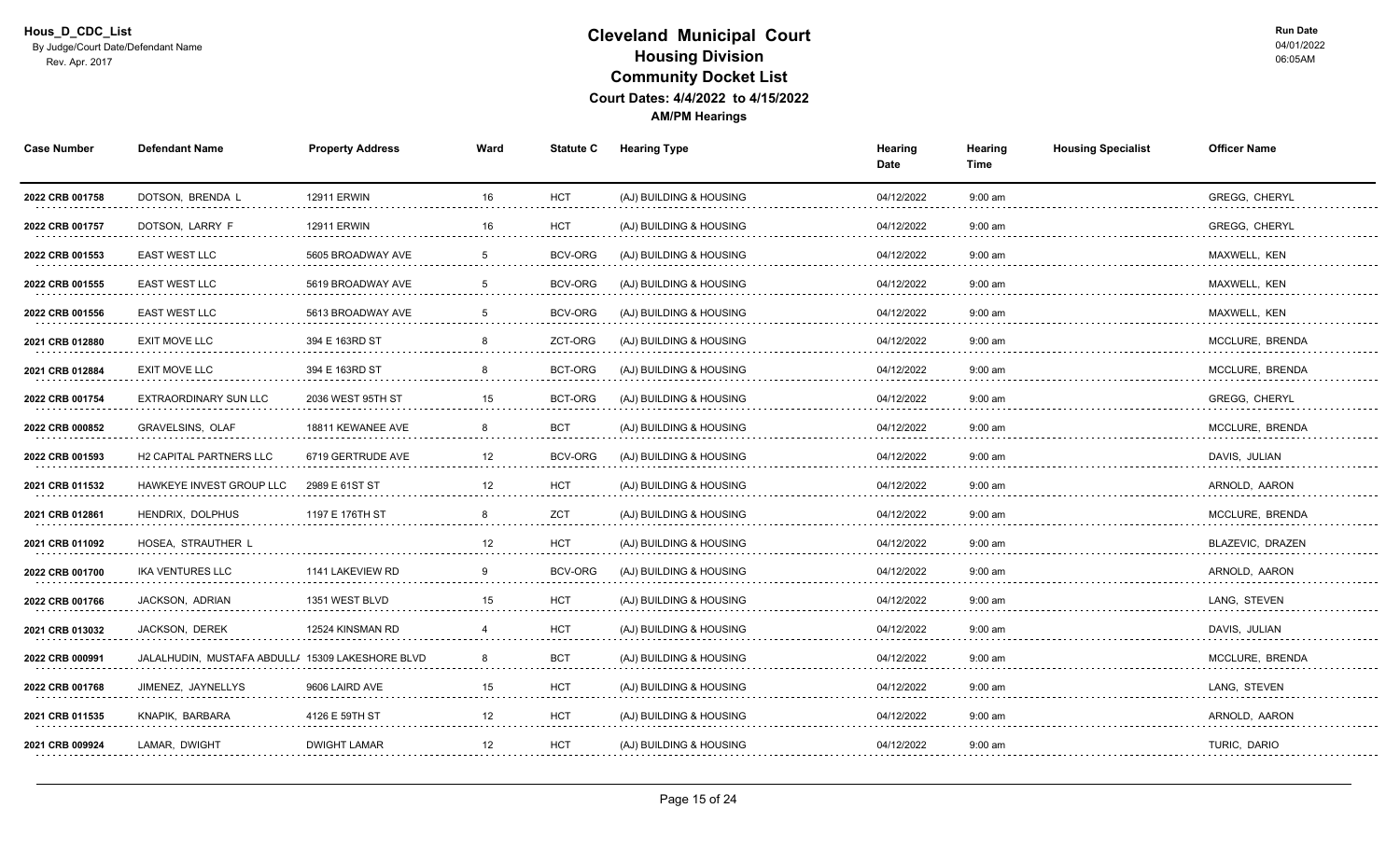# Cleveland Municipal Court

## Housing Division

## Community Docket List

**Court Dates: 4/4/2022 to 4/15/2022**

**AM/PM Hearings**

Hous_D_CDC_List
By Judge/Court Date/Defendant Name
Rev. Apr. 2017

Run Date
04/01/2022
06:05AM

| Case Number | Defendant Name | Property Address | Ward | Statute C | Hearing Type | Hearing Date | Hearing Time | Housing Specialist | Officer Name |
|---|---|---|---|---|---|---|---|---|---|
| 2022 CRB 001758 | DOTSON, BRENDA L | 12911 ERWIN | 16 | HCT | (AJ) BUILDING & HOUSING | 04/12/2022 | 9:00 am | | GREGG, CHERYL |
| 2022 CRB 001757 | DOTSON, LARRY F | 12911 ERWIN | 16 | HCT | (AJ) BUILDING & HOUSING | 04/12/2022 | 9:00 am | | GREGG, CHERYL |
| 2022 CRB 001553 | EAST WEST LLC | 5605 BROADWAY AVE | 5 | BCV-ORG | (AJ) BUILDING & HOUSING | 04/12/2022 | 9:00 am | | MAXWELL, KEN |
| 2022 CRB 001555 | EAST WEST LLC | 5619 BROADWAY AVE | 5 | BCV-ORG | (AJ) BUILDING & HOUSING | 04/12/2022 | 9:00 am | | MAXWELL, KEN |
| 2022 CRB 001556 | EAST WEST LLC | 5613 BROADWAY AVE | 5 | BCV-ORG | (AJ) BUILDING & HOUSING | 04/12/2022 | 9:00 am | | MAXWELL, KEN |
| 2021 CRB 012880 | EXIT MOVE LLC | 394 E 163RD ST | 8 | ZCT-ORG | (AJ) BUILDING & HOUSING | 04/12/2022 | 9:00 am | | MCCLURE, BRENDA |
| 2021 CRB 012884 | EXIT MOVE LLC | 394 E 163RD ST | 8 | BCT-ORG | (AJ) BUILDING & HOUSING | 04/12/2022 | 9:00 am | | MCCLURE, BRENDA |
| 2022 CRB 001754 | EXTRAORDINARY SUN LLC | 2036 WEST 95TH ST | 15 | BCT-ORG | (AJ) BUILDING & HOUSING | 04/12/2022 | 9:00 am | | GREGG, CHERYL |
| 2022 CRB 000852 | GRAVELSINS, OLAF | 18811 KEWANEE AVE | 8 | BCT | (AJ) BUILDING & HOUSING | 04/12/2022 | 9:00 am | | MCCLURE, BRENDA |
| 2022 CRB 001593 | H2 CAPITAL PARTNERS LLC | 6719 GERTRUDE AVE | 12 | BCV-ORG | (AJ) BUILDING & HOUSING | 04/12/2022 | 9:00 am | | DAVIS, JULIAN |
| 2021 CRB 011532 | HAWKEYE INVEST GROUP LLC | 2989 E 61ST ST | 12 | HCT | (AJ) BUILDING & HOUSING | 04/12/2022 | 9:00 am | | ARNOLD, AARON |
| 2021 CRB 012861 | HENDRIX, DOLPHUS | 1197 E 176TH ST | 8 | ZCT | (AJ) BUILDING & HOUSING | 04/12/2022 | 9:00 am | | MCCLURE, BRENDA |
| 2021 CRB 011092 | HOSEA, STRAUTHER L | | 12 | HCT | (AJ) BUILDING & HOUSING | 04/12/2022 | 9:00 am | | BLAZEVIC, DRAZEN |
| 2022 CRB 001700 | IKA VENTURES LLC | 1141 LAKEVIEW RD | 9 | BCV-ORG | (AJ) BUILDING & HOUSING | 04/12/2022 | 9:00 am | | ARNOLD, AARON |
| 2022 CRB 001766 | JACKSON, ADRIAN | 1351 WEST BLVD | 15 | HCT | (AJ) BUILDING & HOUSING | 04/12/2022 | 9:00 am | | LANG, STEVEN |
| 2021 CRB 013032 | JACKSON, DEREK | 12524 KINSMAN RD | 4 | HCT | (AJ) BUILDING & HOUSING | 04/12/2022 | 9:00 am | | DAVIS, JULIAN |
| 2022 CRB 000991 | JALALHUDIN, MUSTAFA ABDULLA | 15309 LAKESHORE BLVD | 8 | BCT | (AJ) BUILDING & HOUSING | 04/12/2022 | 9:00 am | | MCCLURE, BRENDA |
| 2022 CRB 001768 | JIMENEZ, JAYNELLYS | 9606 LAIRD AVE | 15 | HCT | (AJ) BUILDING & HOUSING | 04/12/2022 | 9:00 am | | LANG, STEVEN |
| 2021 CRB 011535 | KNAPIK, BARBARA | 4126 E 59TH ST | 12 | HCT | (AJ) BUILDING & HOUSING | 04/12/2022 | 9:00 am | | ARNOLD, AARON |
| 2021 CRB 009924 | LAMAR, DWIGHT | DWIGHT LAMAR | 12 | HCT | (AJ) BUILDING & HOUSING | 04/12/2022 | 9:00 am | | TURIC, DARIO |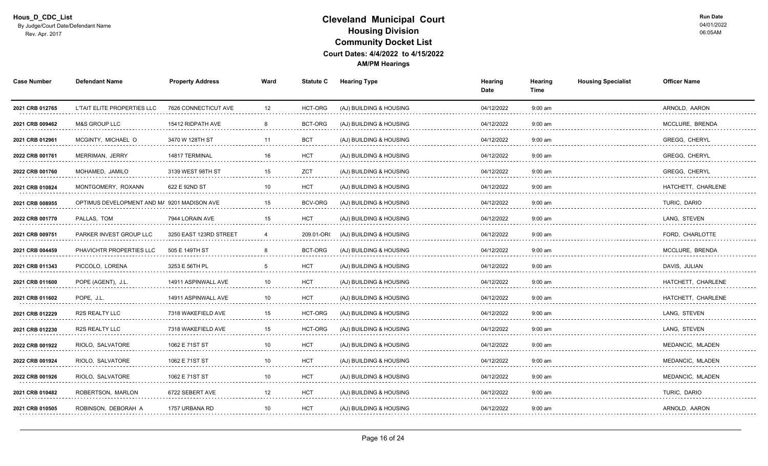# Cleveland Municipal Court
## Housing Division
## Community Docket List
### Court Dates: 4/4/2022 to 4/15/2022
**AM/PM Hearings**

Hous_D_CDC_List
By Judge/Court Date/Defendant Name
Rev. Apr. 2017

Run Date 04/01/2022 06:05AM

| Case Number | Defendant Name | Property Address | Ward | Statute C | Hearing Type | Hearing Date | Hearing Time | Housing Specialist | Officer Name |
|---|---|---|---|---|---|---|---|---|---|
| 2021 CRB 012765 | L'TAIT ELITE PROPERTIES LLC | 7626 CONNECTICUT AVE | 12 | HCT-ORG | (AJ) BUILDING & HOUSING | 04/12/2022 | 9:00 am | | ARNOLD, AARON |
| 2021 CRB 009462 | M&S GROUP LLC | 15412 RIDPATH AVE | 8 | BCT-ORG | (AJ) BUILDING & HOUSING | 04/12/2022 | 9:00 am | | MCCLURE, BRENDA |
| 2021 CRB 012961 | MCGINTY, MICHAEL O | 3470 W 128TH ST | 11 | BCT | (AJ) BUILDING & HOUSING | 04/12/2022 | 9:00 am | | GREGG, CHERYL |
| 2022 CRB 001761 | MERRIMAN, JERRY | 14817 TERMINAL | 16 | HCT | (AJ) BUILDING & HOUSING | 04/12/2022 | 9:00 am | | GREGG, CHERYL |
| 2022 CRB 001760 | MOHAMED, JAMILO | 3139 WEST 98TH ST | 15 | ZCT | (AJ) BUILDING & HOUSING | 04/12/2022 | 9:00 am | | GREGG, CHERYL |
| 2021 CRB 010824 | MONTGOMERY, ROXANN | 622 E 92ND ST | 10 | HCT | (AJ) BUILDING & HOUSING | 04/12/2022 | 9:00 am | | HATCHETT, CHARLENE |
| 2021 CRB 008955 | OPTIMUS DEVELOPMENT AND MA | 9201 MADISON AVE | 15 | BCV-ORG | (AJ) BUILDING & HOUSING | 04/12/2022 | 9:00 am | | TURIC, DARIO |
| 2022 CRB 001770 | PALLAS, TOM | 7944 LORAIN AVE | 15 | HCT | (AJ) BUILDING & HOUSING | 04/12/2022 | 9:00 am | | LANG, STEVEN |
| 2021 CRB 009751 | PARKER INVEST GROUP LLC | 3250 EAST 123RD STREET | 4 | 209.01-OR( | (AJ) BUILDING & HOUSING | 04/12/2022 | 9:00 am | | FORD, CHARLOTTE |
| 2021 CRB 004459 | PHAVICHTR PROPERTIES LLC | 505 E 149TH ST | 8 | BCT-ORG | (AJ) BUILDING & HOUSING | 04/12/2022 | 9:00 am | | MCCLURE, BRENDA |
| 2021 CRB 011343 | PICCOLO, LORENA | 3253 E 56TH PL | 5 | HCT | (AJ) BUILDING & HOUSING | 04/12/2022 | 9:00 am | | DAVIS, JULIAN |
| 2021 CRB 011600 | POPE (AGENT), J.L. | 14911 ASPINWALL AVE | 10 | HCT | (AJ) BUILDING & HOUSING | 04/12/2022 | 9:00 am | | HATCHETT, CHARLENE |
| 2021 CRB 011602 | POPE, J.L. | 14911 ASPINWALL AVE | 10 | HCT | (AJ) BUILDING & HOUSING | 04/12/2022 | 9:00 am | | HATCHETT, CHARLENE |
| 2021 CRB 012229 | R2S REALTY LLC | 7318 WAKEFIELD AVE | 15 | HCT-ORG | (AJ) BUILDING & HOUSING | 04/12/2022 | 9:00 am | | LANG, STEVEN |
| 2021 CRB 012230 | R2S REALTY LLC | 7318 WAKEFIELD AVE | 15 | HCT-ORG | (AJ) BUILDING & HOUSING | 04/12/2022 | 9:00 am | | LANG, STEVEN |
| 2022 CRB 001922 | RIOLO, SALVATORE | 1062 E 71ST ST | 10 | HCT | (AJ) BUILDING & HOUSING | 04/12/2022 | 9:00 am | | MEDANCIC, MLADEN |
| 2022 CRB 001924 | RIOLO, SALVATORE | 1062 E 71ST ST | 10 | HCT | (AJ) BUILDING & HOUSING | 04/12/2022 | 9:00 am | | MEDANCIC, MLADEN |
| 2022 CRB 001926 | RIOLO, SALVATORE | 1062 E 71ST ST | 10 | HCT | (AJ) BUILDING & HOUSING | 04/12/2022 | 9:00 am | | MEDANCIC, MLADEN |
| 2021 CRB 010482 | ROBERTSON, MARLON | 6722 SEBERT AVE | 12 | HCT | (AJ) BUILDING & HOUSING | 04/12/2022 | 9:00 am | | TURIC, DARIO |
| 2021 CRB 010505 | ROBINSON, DEBORAH A | 1757 URBANA RD | 10 | HCT | (AJ) BUILDING & HOUSING | 04/12/2022 | 9:00 am | | ARNOLD, AARON |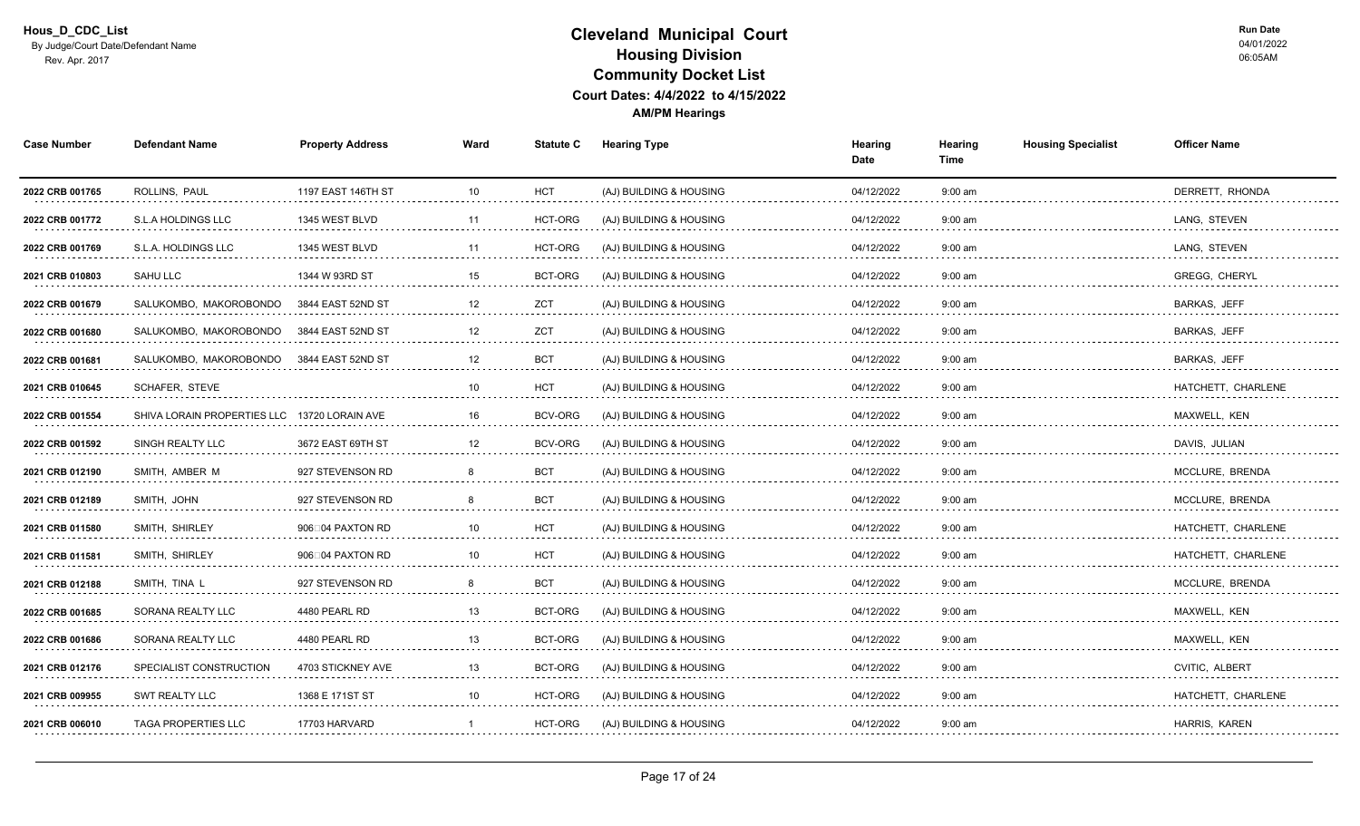# Cleveland Municipal Court
## Housing Division
## Community Docket List
### Court Dates: 4/4/2022 to 4/15/2022
### AM/PM Hearings

Hous_D_CDC_List
By Judge/Court Date/Defendant Name
Rev. Apr. 2017

Run Date
04/01/2022
06:05AM

| Case Number | Defendant Name | Property Address | Ward | Statute C | Hearing Type | Hearing Date | Hearing Time | Housing Specialist | Officer Name |
|---|---|---|---|---|---|---|---|---|---|
| 2022 CRB 001765 | ROLLINS, PAUL | 1197 EAST 146TH ST | 10 | HCT | (AJ) BUILDING & HOUSING | 04/12/2022 | 9:00 am | | DERRETT, RHONDA |
| 2022 CRB 001772 | S.L.A HOLDINGS LLC | 1345 WEST BLVD | 11 | HCT-ORG | (AJ) BUILDING & HOUSING | 04/12/2022 | 9:00 am | | LANG, STEVEN |
| 2022 CRB 001769 | S.L.A. HOLDINGS LLC | 1345 WEST BLVD | 11 | HCT-ORG | (AJ) BUILDING & HOUSING | 04/12/2022 | 9:00 am | | LANG, STEVEN |
| 2021 CRB 010803 | SAHU LLC | 1344 W 93RD ST | 15 | BCT-ORG | (AJ) BUILDING & HOUSING | 04/12/2022 | 9:00 am | | GREGG, CHERYL |
| 2022 CRB 001679 | SALUKOMBO, MAKOROBONDO | 3844 EAST 52ND ST | 12 | ZCT | (AJ) BUILDING & HOUSING | 04/12/2022 | 9:00 am | | BARKAS, JEFF |
| 2022 CRB 001680 | SALUKOMBO, MAKOROBONDO | 3844 EAST 52ND ST | 12 | ZCT | (AJ) BUILDING & HOUSING | 04/12/2022 | 9:00 am | | BARKAS, JEFF |
| 2022 CRB 001681 | SALUKOMBO, MAKOROBONDO | 3844 EAST 52ND ST | 12 | BCT | (AJ) BUILDING & HOUSING | 04/12/2022 | 9:00 am | | BARKAS, JEFF |
| 2021 CRB 010645 | SCHAFER, STEVE | | 10 | HCT | (AJ) BUILDING & HOUSING | 04/12/2022 | 9:00 am | | HATCHETT, CHARLENE |
| 2022 CRB 001554 | SHIVA LORAIN PROPERTIES LLC | 13720 LORAIN AVE | 16 | BCV-ORG | (AJ) BUILDING & HOUSING | 04/12/2022 | 9:00 am | | MAXWELL, KEN |
| 2022 CRB 001592 | SINGH REALTY LLC | 3672 EAST 69TH ST | 12 | BCV-ORG | (AJ) BUILDING & HOUSING | 04/12/2022 | 9:00 am | | DAVIS, JULIAN |
| 2021 CRB 012190 | SMITH, AMBER M | 927 STEVENSON RD | 8 | BCT | (AJ) BUILDING & HOUSING | 04/12/2022 | 9:00 am | | MCCLURE, BRENDA |
| 2021 CRB 012189 | SMITH, JOHN | 927 STEVENSON RD | 8 | BCT | (AJ) BUILDING & HOUSING | 04/12/2022 | 9:00 am | | MCCLURE, BRENDA |
| 2021 CRB 011580 | SMITH, SHIRLEY | 906□04 PAXTON RD | 10 | HCT | (AJ) BUILDING & HOUSING | 04/12/2022 | 9:00 am | | HATCHETT, CHARLENE |
| 2021 CRB 011581 | SMITH, SHIRLEY | 906□04 PAXTON RD | 10 | HCT | (AJ) BUILDING & HOUSING | 04/12/2022 | 9:00 am | | HATCHETT, CHARLENE |
| 2021 CRB 012188 | SMITH, TINA L | 927 STEVENSON RD | 8 | BCT | (AJ) BUILDING & HOUSING | 04/12/2022 | 9:00 am | | MCCLURE, BRENDA |
| 2022 CRB 001685 | SORANA REALTY LLC | 4480 PEARL RD | 13 | BCT-ORG | (AJ) BUILDING & HOUSING | 04/12/2022 | 9:00 am | | MAXWELL, KEN |
| 2022 CRB 001686 | SORANA REALTY LLC | 4480 PEARL RD | 13 | BCT-ORG | (AJ) BUILDING & HOUSING | 04/12/2022 | 9:00 am | | MAXWELL, KEN |
| 2021 CRB 012176 | SPECIALIST CONSTRUCTION | 4703 STICKNEY AVE | 13 | BCT-ORG | (AJ) BUILDING & HOUSING | 04/12/2022 | 9:00 am | | CVITIC, ALBERT |
| 2021 CRB 009955 | SWT REALTY LLC | 1368 E 171ST ST | 10 | HCT-ORG | (AJ) BUILDING & HOUSING | 04/12/2022 | 9:00 am | | HATCHETT, CHARLENE |
| 2021 CRB 006010 | TAGA PROPERTIES LLC | 17703 HARVARD | 1 | HCT-ORG | (AJ) BUILDING & HOUSING | 04/12/2022 | 9:00 am | | HARRIS, KAREN |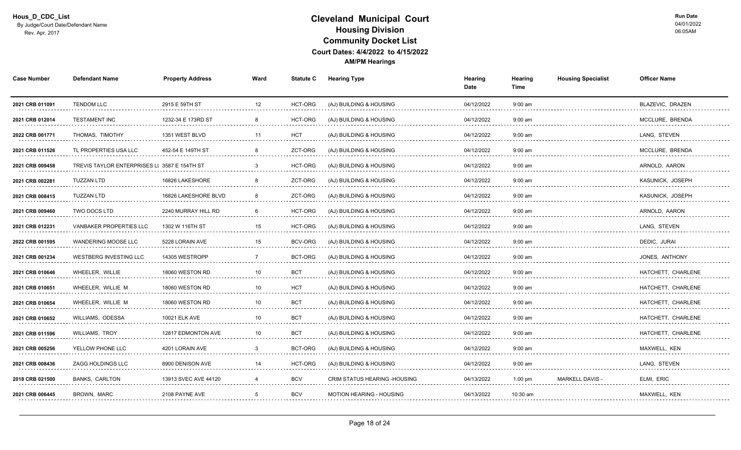Hous_D_CDC_List
By Judge/Court Date/Defendant Name
Rev. Apr. 2017

# Cleveland Municipal Court
## Housing Division
## Community Docket List
### Court Dates: 4/4/2022 to 4/15/2022
**AM/PM Hearings**

Run Date
04/01/2022
06:05AM

| Case Number | Defendant Name | Property Address | Ward | Statute C | Hearing Type | Hearing Date | Hearing Time | Housing Specialist | Officer Name |
|---|---|---|---|---|---|---|---|---|---|
| 2021 CRB 011091 | TENDOM LLC | 2915 E 59TH ST | 12 | HCT-ORG | (AJ) BUILDING & HOUSING | 04/12/2022 | 9:00 am | | BLAZEVIC, DRAZEN |
| 2021 CRB 012014 | TESTAMENT INC | 1232-34 E 173RD ST | 8 | HCT-ORG | (AJ) BUILDING & HOUSING | 04/12/2022 | 9:00 am | | MCCLURE, BRENDA |
| 2022 CRB 001771 | THOMAS, TIMOTHY | 1351 WEST BLVD | 11 | HCT | (AJ) BUILDING & HOUSING | 04/12/2022 | 9:00 am | | LANG, STEVEN |
| 2021 CRB 011526 | TL PROPERTIES USA LLC | 452-54 E 149TH ST | 8 | ZCT-ORG | (AJ) BUILDING & HOUSING | 04/12/2022 | 9:00 am | | MCCLURE, BRENDA |
| 2021 CRB 009458 | TREVIS TAYLOR ENTERPRISES LI | 3587 E 154TH ST | 3 | HCT-ORG | (AJ) BUILDING & HOUSING | 04/12/2022 | 9:00 am | | ARNOLD, AARON |
| 2021 CRB 002281 | TUZZAN LTD | 16826 LAKESHORE | 8 | ZCT-ORG | (AJ) BUILDING & HOUSING | 04/12/2022 | 9:00 am | | KASUNICK, JOSEPH |
| 2021 CRB 008415 | TUZZAN LTD | 16826 LAKESHORE BLVD | 8 | ZCT-ORG | (AJ) BUILDING & HOUSING | 04/12/2022 | 9:00 am | | KASUNICK, JOSEPH |
| 2021 CRB 009460 | TWO DOCS LTD | 2240 MURRAY HILL RD | 6 | HCT-ORG | (AJ) BUILDING & HOUSING | 04/12/2022 | 9:00 am | | ARNOLD, AARON |
| 2021 CRB 012231 | VANBAKER PROPERTIES LLC | 1302 W 116TH ST | 15 | HCT-ORG | (AJ) BUILDING & HOUSING | 04/12/2022 | 9:00 am | | LANG, STEVEN |
| 2022 CRB 001595 | WANDERING MOOSE LLC | 5228 LORAIN AVE | 15 | BCV-ORG | (AJ) BUILDING & HOUSING | 04/12/2022 | 9:00 am | | DEDIC, JURAI |
| 2021 CRB 001234 | WESTBERG INVESTING LLC | 14305 WESTROPP | 7 | BCT-ORG | (AJ) BUILDING & HOUSING | 04/12/2022 | 9:00 am | | JONES, ANTHONY |
| 2021 CRB 010646 | WHEELER, WILLIE | 18060 WESTON RD | 10 | BCT | (AJ) BUILDING & HOUSING | 04/12/2022 | 9:00 am | | HATCHETT, CHARLENE |
| 2021 CRB 010651 | WHEELER, WILLIE M | 18060 WESTON RD | 10 | HCT | (AJ) BUILDING & HOUSING | 04/12/2022 | 9:00 am | | HATCHETT, CHARLENE |
| 2021 CRB 010654 | WHEELER, WILLIE M | 18060 WESTON RD | 10 | BCT | (AJ) BUILDING & HOUSING | 04/12/2022 | 9:00 am | | HATCHETT, CHARLENE |
| 2021 CRB 010652 | WILLIAMS, ODESSA | 10021 ELK AVE | 10 | BCT | (AJ) BUILDING & HOUSING | 04/12/2022 | 9:00 am | | HATCHETT, CHARLENE |
| 2021 CRB 011596 | WILLIAMS, TROY | 12817 EDMONTON AVE | 10 | BCT | (AJ) BUILDING & HOUSING | 04/12/2022 | 9:00 am | | HATCHETT, CHARLENE |
| 2021 CRB 005256 | YELLOW PHONE LLC | 4201 LORAIN AVE | 3 | BCT-ORG | (AJ) BUILDING & HOUSING | 04/12/2022 | 9:00 am | | MAXWELL, KEN |
| 2021 CRB 008436 | ZAGG HOLDINGS LLC | 8900 DENISON AVE | 14 | HCT-ORG | (AJ) BUILDING & HOUSING | 04/12/2022 | 9:00 am | | LANG, STEVEN |
| 2018 CRB 021500 | BANKS, CARLTON | 13913 SVEC AVE 44120 | 4 | BCV | CRIM STATUS HEARING -HOUSING | 04/13/2022 | 1:00 pm | MARKELL DAVIS - | ELMI, ERIC |
| 2021 CRB 006445 | BROWN, MARC | 2108 PAYNE AVE | 5 | BCV | MOTION HEARING - HOUSING | 04/13/2022 | 10:30 am | | MAXWELL, KEN |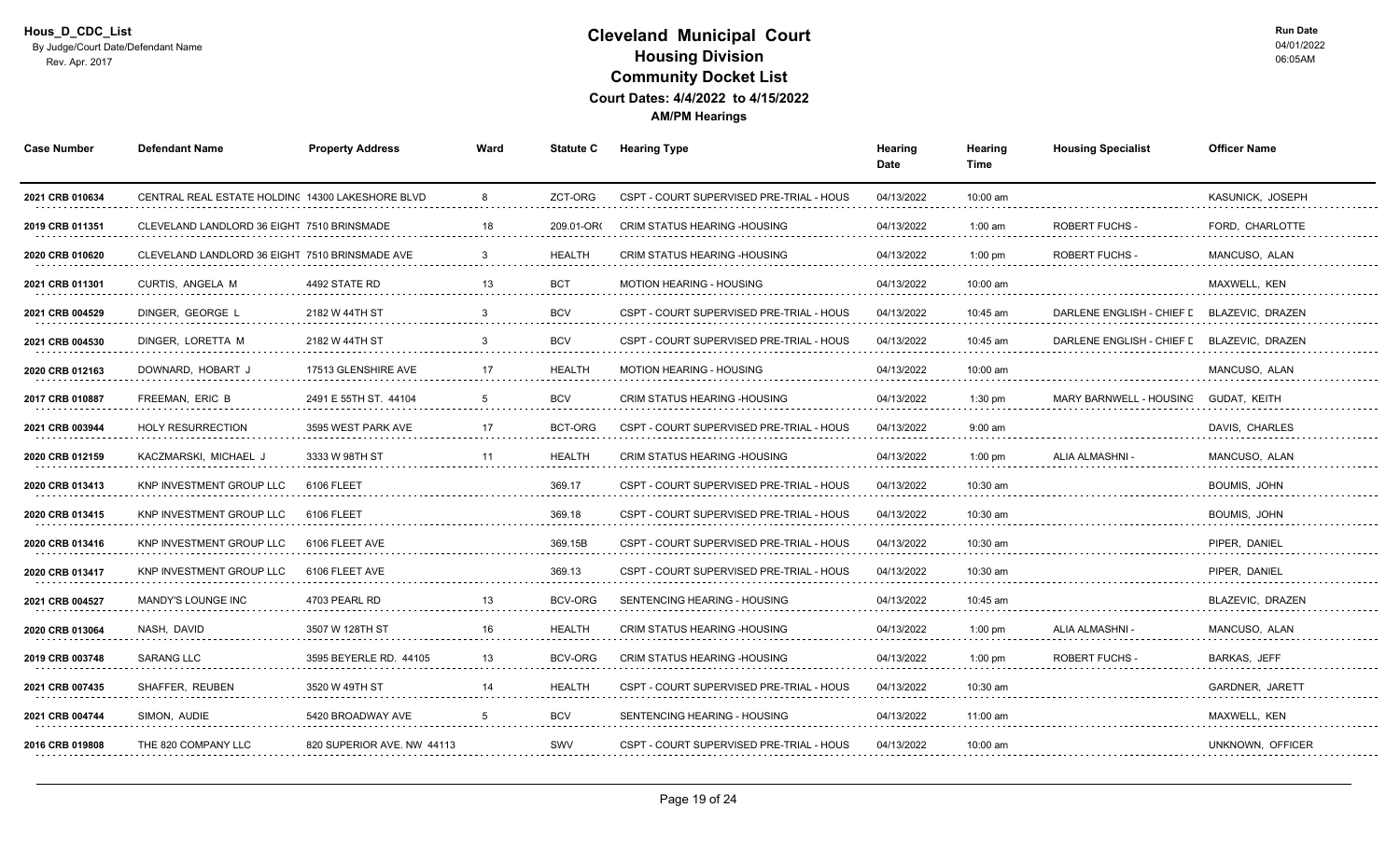Hous_D_CDC_List
By Judge/Court Date/Defendant Name
Rev. Apr. 2017

# Cleveland Municipal Court
## Housing Division
## Community Docket List
### Court Dates: 4/4/2022 to 4/15/2022
### AM/PM Hearings

Run Date
04/01/2022
06:05AM

| Case Number | Defendant Name | Property Address | Ward | Statute C | Hearing Type | Hearing Date | Hearing Time | Housing Specialist | Officer Name |
|---|---|---|---|---|---|---|---|---|---|
| 2021 CRB 010634 | CENTRAL REAL ESTATE HOLDING | 14300 LAKESHORE BLVD | 8 | ZCT-ORG | CSPT - COURT SUPERVISED PRE-TRIAL - HOUS | 04/13/2022 | 10:00 am | | KASUNICK, JOSEPH |
| 2019 CRB 011351 | CLEVELAND LANDLORD 36 EIGHT | 7510 BRINSMADE | 18 | 209.01-OR( | CRIM STATUS HEARING -HOUSING | 04/13/2022 | 1:00 am | ROBERT FUCHS - | FORD, CHARLOTTE |
| 2020 CRB 010620 | CLEVELAND LANDLORD 36 EIGHT | 7510 BRINSMADE AVE | 3 | HEALTH | CRIM STATUS HEARING -HOUSING | 04/13/2022 | 1:00 pm | ROBERT FUCHS - | MANCUSO, ALAN |
| 2021 CRB 011301 | CURTIS, ANGELA M | 4492 STATE RD | 13 | BCT | MOTION HEARING - HOUSING | 04/13/2022 | 10:00 am | | MAXWELL, KEN |
| 2021 CRB 004529 | DINGER, GEORGE L | 2182 W 44TH ST | 3 | BCV | CSPT - COURT SUPERVISED PRE-TRIAL - HOUS | 04/13/2022 | 10:45 am | DARLENE ENGLISH - CHIEF D | BLAZEVIC, DRAZEN |
| 2021 CRB 004530 | DINGER, LORETTA M | 2182 W 44TH ST | 3 | BCV | CSPT - COURT SUPERVISED PRE-TRIAL - HOUS | 04/13/2022 | 10:45 am | DARLENE ENGLISH - CHIEF D | BLAZEVIC, DRAZEN |
| 2020 CRB 012163 | DOWNARD, HOBART J | 17513 GLENSHIRE AVE | 17 | HEALTH | MOTION HEARING - HOUSING | 04/13/2022 | 10:00 am | | MANCUSO, ALAN |
| 2017 CRB 010887 | FREEMAN, ERIC B | 2491 E 55TH ST. 44104 | 5 | BCV | CRIM STATUS HEARING -HOUSING | 04/13/2022 | 1:30 pm | MARY BARNWELL - HOUSING | GUDAT, KEITH |
| 2021 CRB 003944 | HOLY RESURRECTION | 3595 WEST PARK AVE | 17 | BCT-ORG | CSPT - COURT SUPERVISED PRE-TRIAL - HOUS | 04/13/2022 | 9:00 am | | DAVIS, CHARLES |
| 2020 CRB 012159 | KACZMARSKI, MICHAEL J | 3333 W 98TH ST | 11 | HEALTH | CRIM STATUS HEARING -HOUSING | 04/13/2022 | 1:00 pm | ALIA ALMASHNI - | MANCUSO, ALAN |
| 2020 CRB 013413 | KNP INVESTMENT GROUP LLC | 6106 FLEET | | 369.17 | CSPT - COURT SUPERVISED PRE-TRIAL - HOUS | 04/13/2022 | 10:30 am | | BOUMIS, JOHN |
| 2020 CRB 013415 | KNP INVESTMENT GROUP LLC | 6106 FLEET | | 369.18 | CSPT - COURT SUPERVISED PRE-TRIAL - HOUS | 04/13/2022 | 10:30 am | | BOUMIS, JOHN |
| 2020 CRB 013416 | KNP INVESTMENT GROUP LLC | 6106 FLEET AVE | | 369.15B | CSPT - COURT SUPERVISED PRE-TRIAL - HOUS | 04/13/2022 | 10:30 am | | PIPER, DANIEL |
| 2020 CRB 013417 | KNP INVESTMENT GROUP LLC | 6106 FLEET AVE | | 369.13 | CSPT - COURT SUPERVISED PRE-TRIAL - HOUS | 04/13/2022 | 10:30 am | | PIPER, DANIEL |
| 2021 CRB 004527 | MANDY'S LOUNGE INC | 4703 PEARL RD | 13 | BCV-ORG | SENTENCING HEARING - HOUSING | 04/13/2022 | 10:45 am | | BLAZEVIC, DRAZEN |
| 2020 CRB 013064 | NASH, DAVID | 3507 W 128TH ST | 16 | HEALTH | CRIM STATUS HEARING -HOUSING | 04/13/2022 | 1:00 pm | ALIA ALMASHNI - | MANCUSO, ALAN |
| 2019 CRB 003748 | SARANG LLC | 3595 BEYERLE RD. 44105 | 13 | BCV-ORG | CRIM STATUS HEARING -HOUSING | 04/13/2022 | 1:00 pm | ROBERT FUCHS - | BARKAS, JEFF |
| 2021 CRB 007435 | SHAFFER, REUBEN | 3520 W 49TH ST | 14 | HEALTH | CSPT - COURT SUPERVISED PRE-TRIAL - HOUS | 04/13/2022 | 10:30 am | | GARDNER, JARETT |
| 2021 CRB 004744 | SIMON, AUDIE | 5420 BROADWAY AVE | 5 | BCV | SENTENCING HEARING - HOUSING | 04/13/2022 | 11:00 am | | MAXWELL, KEN |
| 2016 CRB 019808 | THE 820 COMPANY LLC | 820 SUPERIOR AVE. NW 44113 | | SWV | CSPT - COURT SUPERVISED PRE-TRIAL - HOUS | 04/13/2022 | 10:00 am | | UNKNOWN, OFFICER |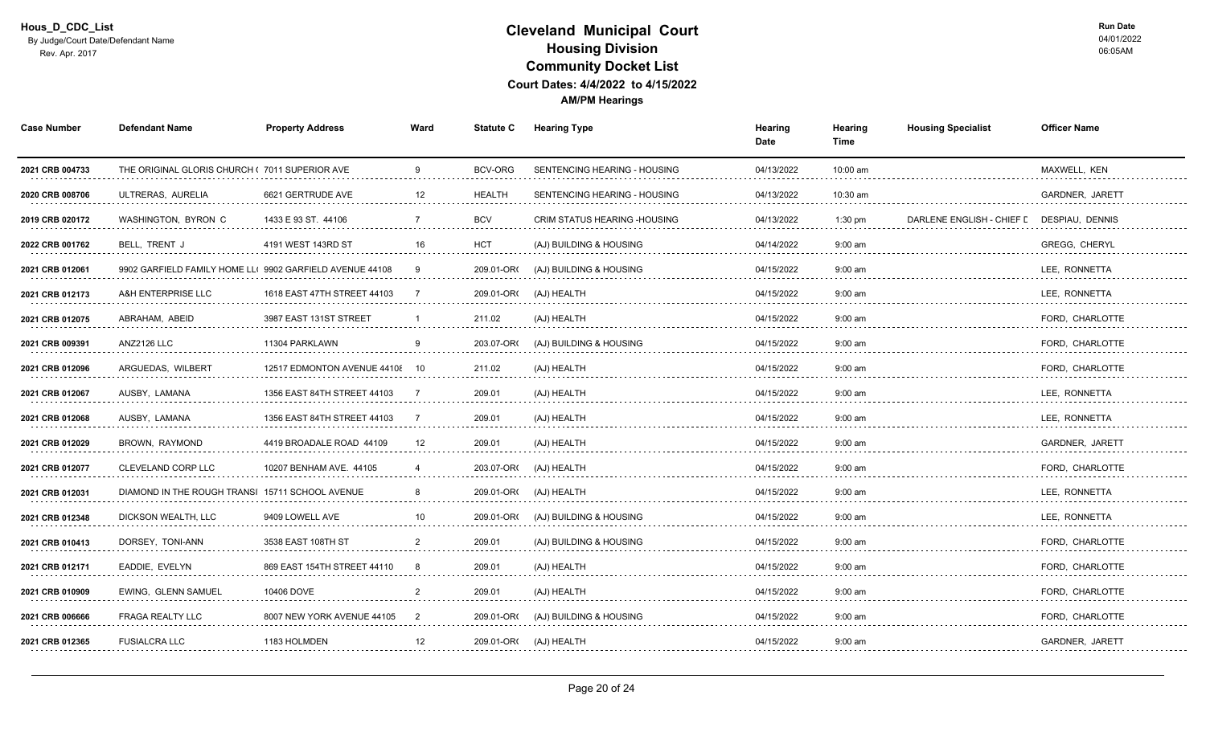Hous_D_CDC_List
By Judge/Court Date/Defendant Name
Rev. Apr. 2017

# Cleveland Municipal Court
## Housing Division
## Community Docket List
### Court Dates: 4/4/2022 to 4/15/2022
### AM/PM Hearings

Run Date
04/01/2022
06:05AM

| Case Number | Defendant Name | Property Address | Ward | Statute C | Hearing Type | Hearing Date | Hearing Time | Housing Specialist | Officer Name |
|---|---|---|---|---|---|---|---|---|---|
| 2021 CRB 004733 | THE ORIGINAL GLORIS CHURCH ( | 7011 SUPERIOR AVE | 9 | BCV-ORG | SENTENCING HEARING - HOUSING | 04/13/2022 | 10:00 am | | MAXWELL, KEN |
| 2020 CRB 008706 | ULTRERAS, AURELIA | 6621 GERTRUDE AVE | 12 | HEALTH | SENTENCING HEARING - HOUSING | 04/13/2022 | 10:30 am | | GARDNER, JARETT |
| 2019 CRB 020172 | WASHINGTON, BYRON C | 1433 E 93 ST. 44106 | 7 | BCV | CRIM STATUS HEARING -HOUSING | 04/13/2022 | 1:30 pm | DARLENE ENGLISH - CHIEF D | DESPIAU, DENNIS |
| 2022 CRB 001762 | BELL, TRENT J | 4191 WEST 143RD ST | 16 | HCT | (AJ) BUILDING & HOUSING | 04/14/2022 | 9:00 am | | GREGG, CHERYL |
| 2021 CRB 012061 | 9902 GARFIELD FAMILY HOME LL( | 9902 GARFIELD AVENUE 44108 | 9 | 209.01-OR( | (AJ) BUILDING & HOUSING | 04/15/2022 | 9:00 am | | LEE, RONNETTA |
| 2021 CRB 012173 | A&H ENTERPRISE LLC | 1618 EAST 47TH STREET 44103 | 7 | 209.01-OR( | (AJ) HEALTH | 04/15/2022 | 9:00 am | | LEE, RONNETTA |
| 2021 CRB 012075 | ABRAHAM, ABEID | 3987 EAST 131ST STREET | 1 | 211.02 | (AJ) HEALTH | 04/15/2022 | 9:00 am | | FORD, CHARLOTTE |
| 2021 CRB 009391 | ANZ2126 LLC | 11304 PARKLAWN | 9 | 203.07-OR( | (AJ) BUILDING & HOUSING | 04/15/2022 | 9:00 am | | FORD, CHARLOTTE |
| 2021 CRB 012096 | ARGUEDAS, WILBERT | 12517 EDMONTON AVENUE 44108 | 10 | 211.02 | (AJ) HEALTH | 04/15/2022 | 9:00 am | | FORD, CHARLOTTE |
| 2021 CRB 012067 | AUSBY, LAMANA | 1356 EAST 84TH STREET 44103 | 7 | 209.01 | (AJ) HEALTH | 04/15/2022 | 9:00 am | | LEE, RONNETTA |
| 2021 CRB 012068 | AUSBY, LAMANA | 1356 EAST 84TH STREET 44103 | 7 | 209.01 | (AJ) HEALTH | 04/15/2022 | 9:00 am | | LEE, RONNETTA |
| 2021 CRB 012029 | BROWN, RAYMOND | 4419 BROADALE ROAD 44109 | 12 | 209.01 | (AJ) HEALTH | 04/15/2022 | 9:00 am | | GARDNER, JARETT |
| 2021 CRB 012077 | CLEVELAND CORP LLC | 10207 BENHAM AVE. 44105 | 4 | 203.07-OR( | (AJ) HEALTH | 04/15/2022 | 9:00 am | | FORD, CHARLOTTE |
| 2021 CRB 012031 | DIAMOND IN THE ROUGH TRANSI | 15711 SCHOOL AVENUE | 8 | 209.01-OR( | (AJ) HEALTH | 04/15/2022 | 9:00 am | | LEE, RONNETTA |
| 2021 CRB 012348 | DICKSON WEALTH, LLC | 9409 LOWELL AVE | 10 | 209.01-OR( | (AJ) BUILDING & HOUSING | 04/15/2022 | 9:00 am | | LEE, RONNETTA |
| 2021 CRB 010413 | DORSEY, TONI-ANN | 3538 EAST 108TH ST | 2 | 209.01 | (AJ) BUILDING & HOUSING | 04/15/2022 | 9:00 am | | FORD, CHARLOTTE |
| 2021 CRB 012171 | EADDIE, EVELYN | 869 EAST 154TH STREET 44110 | 8 | 209.01 | (AJ) HEALTH | 04/15/2022 | 9:00 am | | FORD, CHARLOTTE |
| 2021 CRB 010909 | EWING, GLENN SAMUEL | 10406 DOVE | 2 | 209.01 | (AJ) HEALTH | 04/15/2022 | 9:00 am | | FORD, CHARLOTTE |
| 2021 CRB 006666 | FRAGA REALTY LLC | 8007 NEW YORK AVENUE 44105 | 2 | 209.01-OR( | (AJ) BUILDING & HOUSING | 04/15/2022 | 9:00 am | | FORD, CHARLOTTE |
| 2021 CRB 012365 | FUSIALCRA LLC | 1183 HOLMDEN | 12 | 209.01-OR( | (AJ) HEALTH | 04/15/2022 | 9:00 am | | GARDNER, JARETT |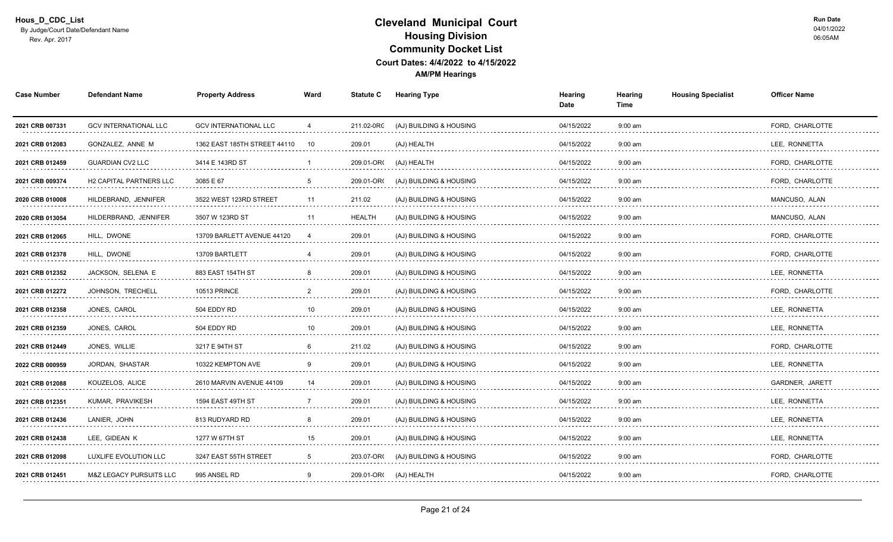# Cleveland Municipal Court
## Housing Division
## Community Docket List
### Court Dates: 4/4/2022 to 4/15/2022
**AM/PM Hearings**

Hous_D_CDC_List
By Judge/Court Date/Defendant Name
Rev. Apr. 2017

Run Date
04/01/2022
06:05AM

| Case Number | Defendant Name | Property Address | Ward | Statute C | Hearing Type | Hearing Date | Hearing Time | Housing Specialist | Officer Name |
|---|---|---|---|---|---|---|---|---|---|
| 2021 CRB 007331 | GCV INTERNATIONAL LLC | GCV INTERNATIONAL LLC | 4 | 211.02-ORC | (AJ) BUILDING & HOUSING | 04/15/2022 | 9:00 am | | FORD, CHARLOTTE |
| 2021 CRB 012083 | GONZALEZ, ANNE M | 1362 EAST 185TH STREET 44110 | 10 | 209.01 | (AJ) HEALTH | 04/15/2022 | 9:00 am | | LEE, RONNETTA |
| 2021 CRB 012459 | GUARDIAN CV2 LLC | 3414 E 143RD ST | 1 | 209.01-OR( | (AJ) HEALTH | 04/15/2022 | 9:00 am | | FORD, CHARLOTTE |
| 2021 CRB 009374 | H2 CAPITAL PARTNERS LLC | 3085 E 67 | 5 | 209.01-OR( | (AJ) BUILDING & HOUSING | 04/15/2022 | 9:00 am | | FORD, CHARLOTTE |
| 2020 CRB 010008 | HILDEBRAND, JENNIFER | 3522 WEST 123RD STREET | 11 | 211.02 | (AJ) BUILDING & HOUSING | 04/15/2022 | 9:00 am | | MANCUSO, ALAN |
| 2020 CRB 013054 | HILDERBRAND, JENNIFER | 3507 W 123RD ST | 11 | HEALTH | (AJ) BUILDING & HOUSING | 04/15/2022 | 9:00 am | | MANCUSO, ALAN |
| 2021 CRB 012065 | HILL, DWONE | 13709 BARLETT AVENUE 44120 | 4 | 209.01 | (AJ) BUILDING & HOUSING | 04/15/2022 | 9:00 am | | FORD, CHARLOTTE |
| 2021 CRB 012378 | HILL, DWONE | 13709 BARTLETT | 4 | 209.01 | (AJ) BUILDING & HOUSING | 04/15/2022 | 9:00 am | | FORD, CHARLOTTE |
| 2021 CRB 012352 | JACKSON, SELENA E | 883 EAST 154TH ST | 8 | 209.01 | (AJ) BUILDING & HOUSING | 04/15/2022 | 9:00 am | | LEE, RONNETTA |
| 2021 CRB 012272 | JOHNSON, TRECHELL | 10513 PRINCE | 2 | 209.01 | (AJ) BUILDING & HOUSING | 04/15/2022 | 9:00 am | | FORD, CHARLOTTE |
| 2021 CRB 012358 | JONES, CAROL | 504 EDDY RD | 10 | 209.01 | (AJ) BUILDING & HOUSING | 04/15/2022 | 9:00 am | | LEE, RONNETTA |
| 2021 CRB 012359 | JONES, CAROL | 504 EDDY RD | 10 | 209.01 | (AJ) BUILDING & HOUSING | 04/15/2022 | 9:00 am | | LEE, RONNETTA |
| 2021 CRB 012449 | JONES, WILLIE | 3217 E 94TH ST | 6 | 211.02 | (AJ) BUILDING & HOUSING | 04/15/2022 | 9:00 am | | FORD, CHARLOTTE |
| 2022 CRB 000959 | JORDAN, SHASTAR | 10322 KEMPTON AVE | 9 | 209.01 | (AJ) BUILDING & HOUSING | 04/15/2022 | 9:00 am | | LEE, RONNETTA |
| 2021 CRB 012088 | KOUZELOS, ALICE | 2610 MARVIN AVENUE 44109 | 14 | 209.01 | (AJ) BUILDING & HOUSING | 04/15/2022 | 9:00 am | | GARDNER, JARETT |
| 2021 CRB 012351 | KUMAR, PRAVIKESH | 1594 EAST 49TH ST | 7 | 209.01 | (AJ) BUILDING & HOUSING | 04/15/2022 | 9:00 am | | LEE, RONNETTA |
| 2021 CRB 012436 | LANIER, JOHN | 813 RUDYARD RD | 8 | 209.01 | (AJ) BUILDING & HOUSING | 04/15/2022 | 9:00 am | | LEE, RONNETTA |
| 2021 CRB 012438 | LEE, GIDEAN K | 1277 W 67TH ST | 15 | 209.01 | (AJ) BUILDING & HOUSING | 04/15/2022 | 9:00 am | | LEE, RONNETTA |
| 2021 CRB 012098 | LUXLIFE EVOLUTION LLC | 3247 EAST 55TH STREET | 5 | 203.07-OR( | (AJ) BUILDING & HOUSING | 04/15/2022 | 9:00 am | | FORD, CHARLOTTE |
| 2021 CRB 012451 | M&Z LEGACY PURSUITS LLC | 995 ANSEL RD | 9 | 209.01-OR( | (AJ) HEALTH | 04/15/2022 | 9:00 am | | FORD, CHARLOTTE |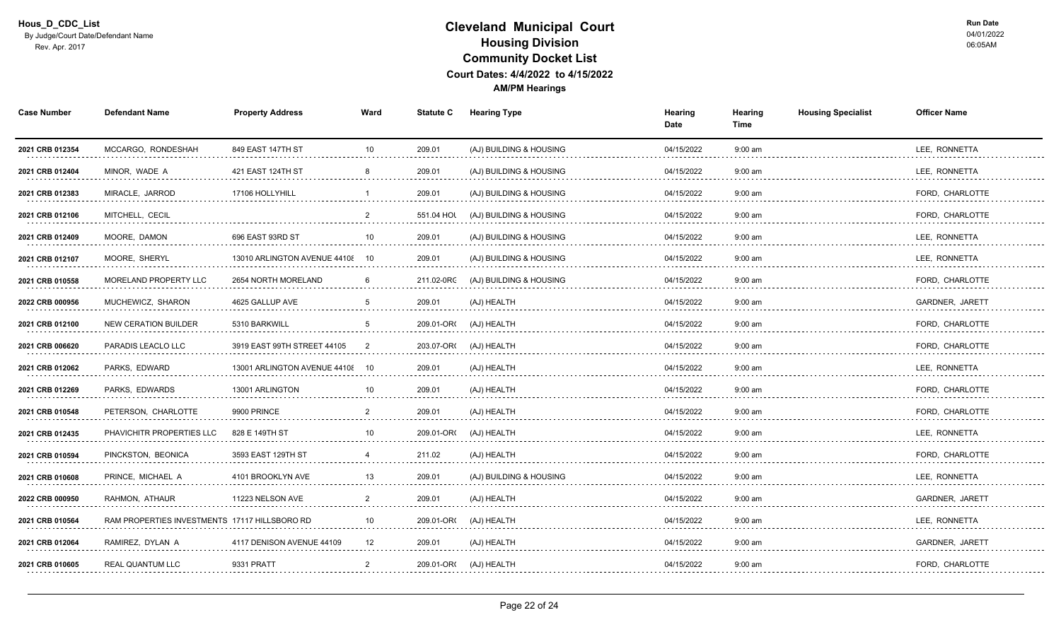Hous_D_CDC_List
By Judge/Court Date/Defendant Name
Rev. Apr. 2017

# Cleveland Municipal Court
## Housing Division
## Community Docket List
### Court Dates: 4/4/2022 to 4/15/2022
**AM/PM Hearings**

Run Date
04/01/2022
06:05AM

| Case Number | Defendant Name | Property Address | Ward | Statute C | Hearing Type | Hearing Date | Hearing Time | Housing Specialist | Officer Name |
|---|---|---|---|---|---|---|---|---|---|
| 2021 CRB 012354 | MCCARGO, RONDESHAH | 849 EAST 147TH ST | 10 | 209.01 | (AJ) BUILDING & HOUSING | 04/15/2022 | 9:00 am | | LEE, RONNETTA |
| 2021 CRB 012404 | MINOR, WADE A | 421 EAST 124TH ST | 8 | 209.01 | (AJ) BUILDING & HOUSING | 04/15/2022 | 9:00 am | | LEE, RONNETTA |
| 2021 CRB 012383 | MIRACLE, JARROD | 17106 HOLLYHILL | 1 | 209.01 | (AJ) BUILDING & HOUSING | 04/15/2022 | 9:00 am | | FORD, CHARLOTTE |
| 2021 CRB 012106 | MITCHELL, CECIL | | 2 | 551.04 HOU | (AJ) BUILDING & HOUSING | 04/15/2022 | 9:00 am | | FORD, CHARLOTTE |
| 2021 CRB 012409 | MOORE, DAMON | 696 EAST 93RD ST | 10 | 209.01 | (AJ) BUILDING & HOUSING | 04/15/2022 | 9:00 am | | LEE, RONNETTA |
| 2021 CRB 012107 | MOORE, SHERYL | 13010 ARLINGTON AVENUE 44108 | 10 | 209.01 | (AJ) BUILDING & HOUSING | 04/15/2022 | 9:00 am | | LEE, RONNETTA |
| 2021 CRB 010558 | MORELAND PROPERTY LLC | 2654 NORTH MORELAND | 6 | 211.02-ORC | (AJ) BUILDING & HOUSING | 04/15/2022 | 9:00 am | | FORD, CHARLOTTE |
| 2022 CRB 000956 | MUCHEWICZ, SHARON | 4625 GALLUP AVE | 5 | 209.01 | (AJ) HEALTH | 04/15/2022 | 9:00 am | | GARDNER, JARETT |
| 2021 CRB 012100 | NEW CERATION BUILDER | 5310 BARKWILL | 5 | 209.01-ORC | (AJ) HEALTH | 04/15/2022 | 9:00 am | | FORD, CHARLOTTE |
| 2021 CRB 006620 | PARADIS LEACLO LLC | 3919 EAST 99TH STREET 44105 | 2 | 203.07-ORC | (AJ) HEALTH | 04/15/2022 | 9:00 am | | FORD, CHARLOTTE |
| 2021 CRB 012062 | PARKS, EDWARD | 13001 ARLINGTON AVENUE 44108 | 10 | 209.01 | (AJ) HEALTH | 04/15/2022 | 9:00 am | | LEE, RONNETTA |
| 2021 CRB 012269 | PARKS, EDWARDS | 13001 ARLINGTON | 10 | 209.01 | (AJ) HEALTH | 04/15/2022 | 9:00 am | | FORD, CHARLOTTE |
| 2021 CRB 010548 | PETERSON, CHARLOTTE | 9900 PRINCE | 2 | 209.01 | (AJ) HEALTH | 04/15/2022 | 9:00 am | | FORD, CHARLOTTE |
| 2021 CRB 012435 | PHAVICHITR PROPERTIES LLC | 828 E 149TH ST | 10 | 209.01-ORC | (AJ) HEALTH | 04/15/2022 | 9:00 am | | LEE, RONNETTA |
| 2021 CRB 010594 | PINCKSTON, BEONICA | 3593 EAST 129TH ST | 4 | 211.02 | (AJ) HEALTH | 04/15/2022 | 9:00 am | | FORD, CHARLOTTE |
| 2021 CRB 010608 | PRINCE, MICHAEL A | 4101 BROOKLYN AVE | 13 | 209.01 | (AJ) BUILDING & HOUSING | 04/15/2022 | 9:00 am | | LEE, RONNETTA |
| 2022 CRB 000950 | RAHMON, ATHAUR | 11223 NELSON AVE | 2 | 209.01 | (AJ) HEALTH | 04/15/2022 | 9:00 am | | GARDNER, JARETT |
| 2021 CRB 010564 | RAM PROPERTIES INVESTMENTS | 17117 HILLSBORO RD | 10 | 209.01-ORC | (AJ) HEALTH | 04/15/2022 | 9:00 am | | LEE, RONNETTA |
| 2021 CRB 012064 | RAMIREZ, DYLAN A | 4117 DENISON AVENUE 44109 | 12 | 209.01 | (AJ) HEALTH | 04/15/2022 | 9:00 am | | GARDNER, JARETT |
| 2021 CRB 010605 | REAL QUANTUM LLC | 9331 PRATT | 2 | 209.01-ORC | (AJ) HEALTH | 04/15/2022 | 9:00 am | | FORD, CHARLOTTE |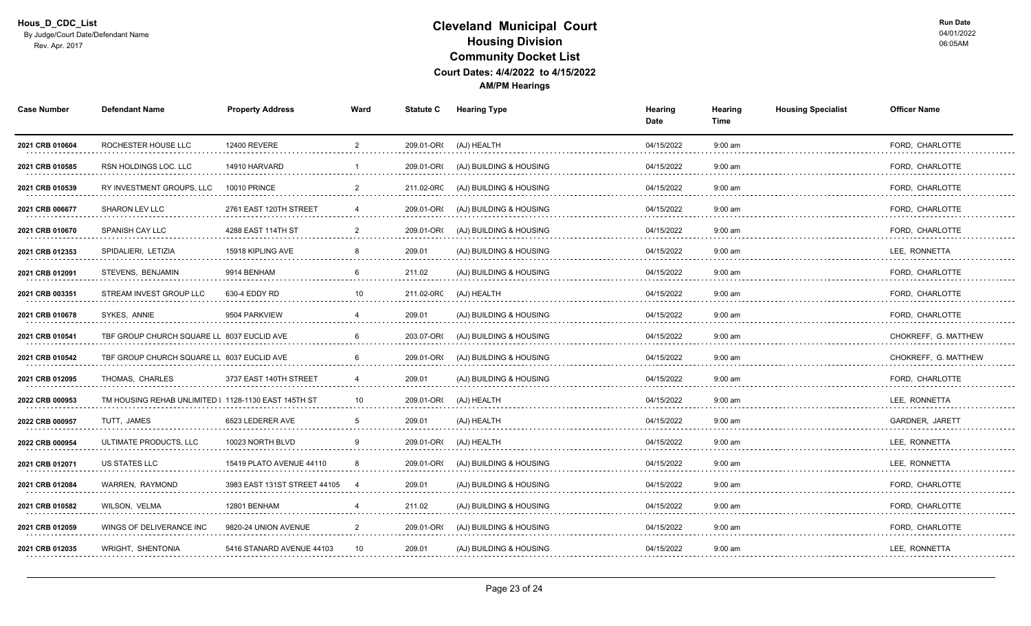Hous_D_CDC_List
By Judge/Court Date/Defendant Name
Rev. Apr. 2017

# Cleveland Municipal Court
## Housing Division
## Community Docket List
### Court Dates: 4/4/2022 to 4/15/2022
### AM/PM Hearings

Run Date
04/01/2022
06:05AM

| Case Number | Defendant Name | Property Address | Ward | Statute C | Hearing Type | Hearing Date | Hearing Time | Housing Specialist | Officer Name |
|---|---|---|---|---|---|---|---|---|---|
| 2021 CRB 010604 | ROCHESTER HOUSE LLC | 12400 REVERE | 2 | 209.01-OR( | (AJ) HEALTH | 04/15/2022 | 9:00 am | | FORD, CHARLOTTE |
| 2021 CRB 010585 | RSN HOLDINGS LOC. LLC | 14910 HARVARD | 1 | 209.01-OR( | (AJ) BUILDING & HOUSING | 04/15/2022 | 9:00 am | | FORD, CHARLOTTE |
| 2021 CRB 010539 | RY INVESTMENT GROUPS, LLC | 10010 PRINCE | 2 | 211.02-ORC | (AJ) BUILDING & HOUSING | 04/15/2022 | 9:00 am | | FORD, CHARLOTTE |
| 2021 CRB 006677 | SHARON LEV LLC | 2761 EAST 120TH STREET | 4 | 209.01-OR( | (AJ) BUILDING & HOUSING | 04/15/2022 | 9:00 am | | FORD, CHARLOTTE |
| 2021 CRB 010670 | SPANISH CAY LLC | 4288 EAST 114TH ST | 2 | 209.01-OR( | (AJ) BUILDING & HOUSING | 04/15/2022 | 9:00 am | | FORD, CHARLOTTE |
| 2021 CRB 012353 | SPIDALIERI, LETIZIA | 15918 KIPLING AVE | 8 | 209.01 | (AJ) BUILDING & HOUSING | 04/15/2022 | 9:00 am | | LEE, RONNETTA |
| 2021 CRB 012091 | STEVENS, BENJAMIN | 9914 BENHAM | 6 | 211.02 | (AJ) BUILDING & HOUSING | 04/15/2022 | 9:00 am | | FORD, CHARLOTTE |
| 2021 CRB 003351 | STREAM INVEST GROUP LLC | 630-4 EDDY RD | 10 | 211.02-ORC | (AJ) HEALTH | 04/15/2022 | 9:00 am | | FORD, CHARLOTTE |
| 2021 CRB 010678 | SYKES, ANNIE | 9504 PARKVIEW | 4 | 209.01 | (AJ) BUILDING & HOUSING | 04/15/2022 | 9:00 am | | FORD, CHARLOTTE |
| 2021 CRB 010541 | TBF GROUP CHURCH SQUARE LL | 8037 EUCLID AVE | 6 | 203.07-OR( | (AJ) BUILDING & HOUSING | 04/15/2022 | 9:00 am | | CHOKREFF, G. MATTHEW |
| 2021 CRB 010542 | TBF GROUP CHURCH SQUARE LL | 8037 EUCLID AVE | 6 | 209.01-OR( | (AJ) BUILDING & HOUSING | 04/15/2022 | 9:00 am | | CHOKREFF, G. MATTHEW |
| 2021 CRB 012095 | THOMAS, CHARLES | 3737 EAST 140TH STREET | 4 | 209.01 | (AJ) BUILDING & HOUSING | 04/15/2022 | 9:00 am | | FORD, CHARLOTTE |
| 2022 CRB 000953 | TM HOUSING REHAB UNLIMITED I | 1128-1130 EAST 145TH ST | 10 | 209.01-OR( | (AJ) HEALTH | 04/15/2022 | 9:00 am | | LEE, RONNETTA |
| 2022 CRB 000957 | TUTT, JAMES | 6523 LEDERER AVE | 5 | 209.01 | (AJ) HEALTH | 04/15/2022 | 9:00 am | | GARDNER, JARETT |
| 2022 CRB 000954 | ULTIMATE PRODUCTS, LLC | 10023 NORTH BLVD | 9 | 209.01-OR( | (AJ) HEALTH | 04/15/2022 | 9:00 am | | LEE, RONNETTA |
| 2021 CRB 012071 | US STATES LLC | 15419 PLATO AVENUE 44110 | 8 | 209.01-OR( | (AJ) BUILDING & HOUSING | 04/15/2022 | 9:00 am | | LEE, RONNETTA |
| 2021 CRB 012084 | WARREN, RAYMOND | 3983 EAST 131ST STREET 44105 | 4 | 209.01 | (AJ) BUILDING & HOUSING | 04/15/2022 | 9:00 am | | FORD, CHARLOTTE |
| 2021 CRB 010582 | WILSON, VELMA | 12801 BENHAM | 4 | 211.02 | (AJ) BUILDING & HOUSING | 04/15/2022 | 9:00 am | | FORD, CHARLOTTE |
| 2021 CRB 012059 | WINGS OF DELIVERANCE INC | 9820-24 UNION AVENUE | 2 | 209.01-OR( | (AJ) BUILDING & HOUSING | 04/15/2022 | 9:00 am | | FORD, CHARLOTTE |
| 2021 CRB 012035 | WRIGHT, SHENTONIA | 5416 STANARD AVENUE 44103 | 10 | 209.01 | (AJ) BUILDING & HOUSING | 04/15/2022 | 9:00 am | | LEE, RONNETTA |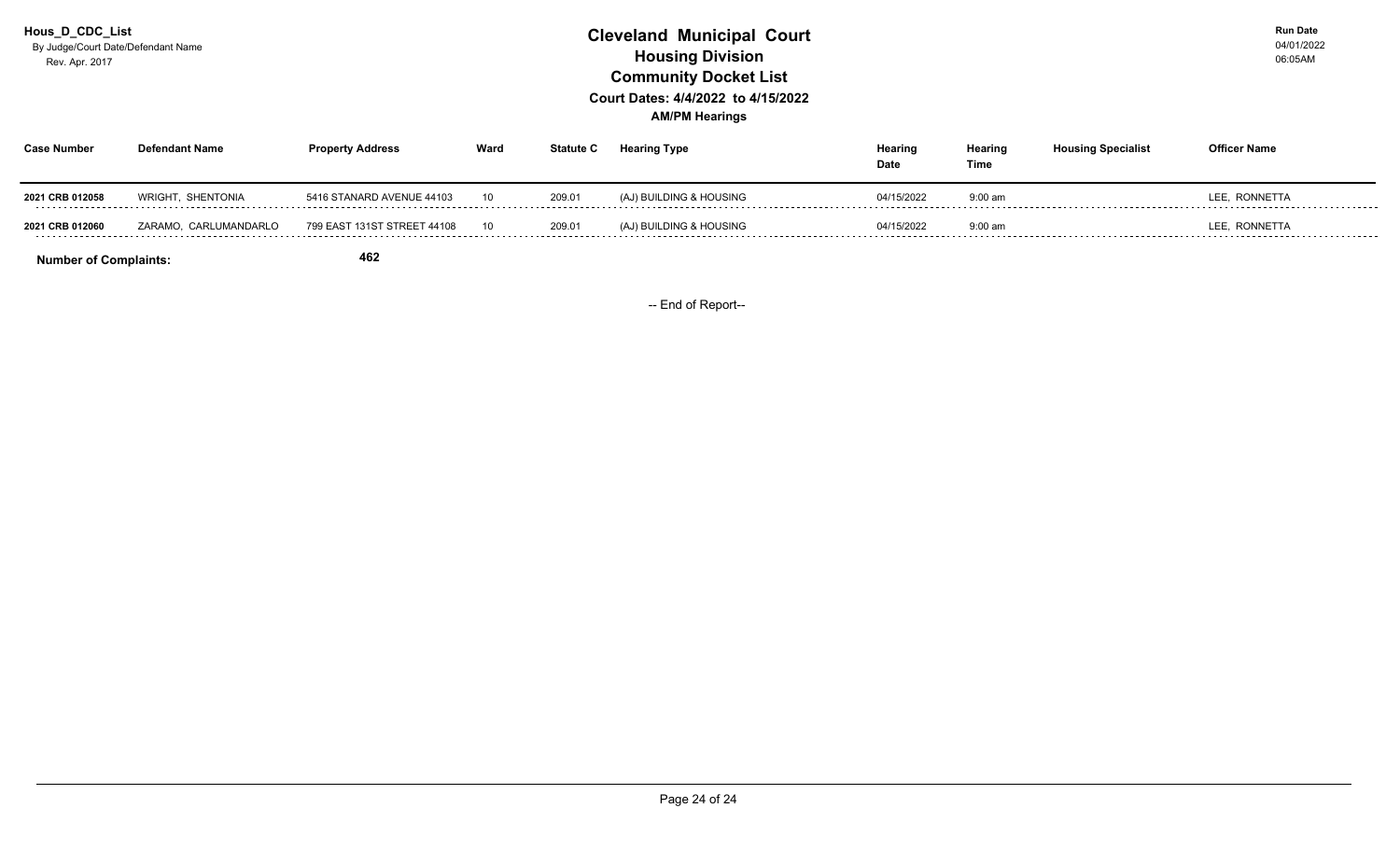| Case Number | Defendant Name | Property Address | Ward | Statute C | Hearing Type | Hearing Date | Hearing Time | Housing Specialist | Officer Name |
|---|---|---|---|---|---|---|---|---|---|
| 2021 CRB 012058 | WRIGHT, SHENTONIA | 5416 STANARD AVENUE 44103 | 10 | 209.01 | (AJ) BUILDING & HOUSING | 04/15/2022 | 9:00 am | | LEE, RONNETTA |
| 2021 CRB 012060 | ZARAMO, CARLUMANDARLO | 799 EAST 131ST STREET 44108 | 10 | 209.01 | (AJ) BUILDING & HOUSING | 04/15/2022 | 9:00 am | | LEE, RONNETTA |

**Number of Complaints:** 462

-- End of Report--